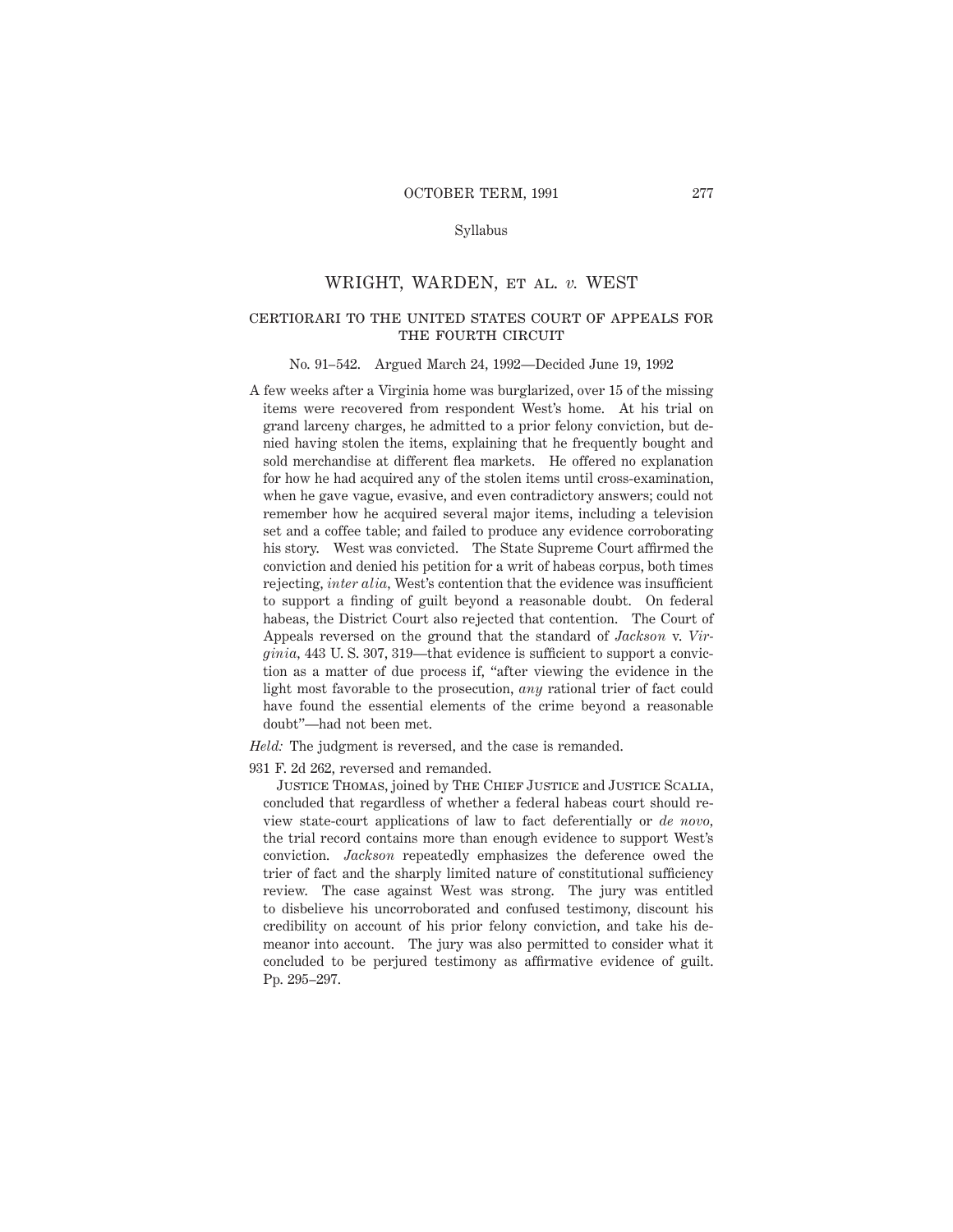Syllabus

# WRIGHT, WARDEN, ET AL. *v.* WEST

## CERTIORARI TO THE UNITED STATES COURT OF APPEALS FOR THE FOURTH CIRCUIT

No. 91–542. Argued March 24, 1992—Decided June 19, 1992

A few weeks after a Virginia home was burglarized, over 15 of the missing items were recovered from respondent West's home. At his trial on grand larceny charges, he admitted to a prior felony conviction, but denied having stolen the items, explaining that he frequently bought and sold merchandise at different flea markets. He offered no explanation for how he had acquired any of the stolen items until cross-examination, when he gave vague, evasive, and even contradictory answers; could not remember how he acquired several major items, including a television set and a coffee table; and failed to produce any evidence corroborating his story. West was convicted. The State Supreme Court affirmed the conviction and denied his petition for a writ of habeas corpus, both times rejecting, *inter alia,* West's contention that the evidence was insufficient to support a finding of guilt beyond a reasonable doubt. On federal habeas, the District Court also rejected that contention. The Court of Appeals reversed on the ground that the standard of *Jackson* v. *Virginia,* 443 U. S. 307, 319—that evidence is sufficient to support a conviction as a matter of due process if, "after viewing the evidence in the light most favorable to the prosecution, *any* rational trier of fact could have found the essential elements of the crime beyond a reasonable doubt"—had not been met.

*Held:* The judgment is reversed, and the case is remanded.

931 F. 2d 262, reversed and remanded.

Justice Thomas, joined by The Chief Justice and Justice Scalia, concluded that regardless of whether a federal habeas court should review state-court applications of law to fact deferentially or *de novo,* the trial record contains more than enough evidence to support West's conviction. *Jackson* repeatedly emphasizes the deference owed the trier of fact and the sharply limited nature of constitutional sufficiency review. The case against West was strong. The jury was entitled to disbelieve his uncorroborated and confused testimony, discount his credibility on account of his prior felony conviction, and take his demeanor into account. The jury was also permitted to consider what it concluded to be perjured testimony as affirmative evidence of guilt. Pp. 295–297.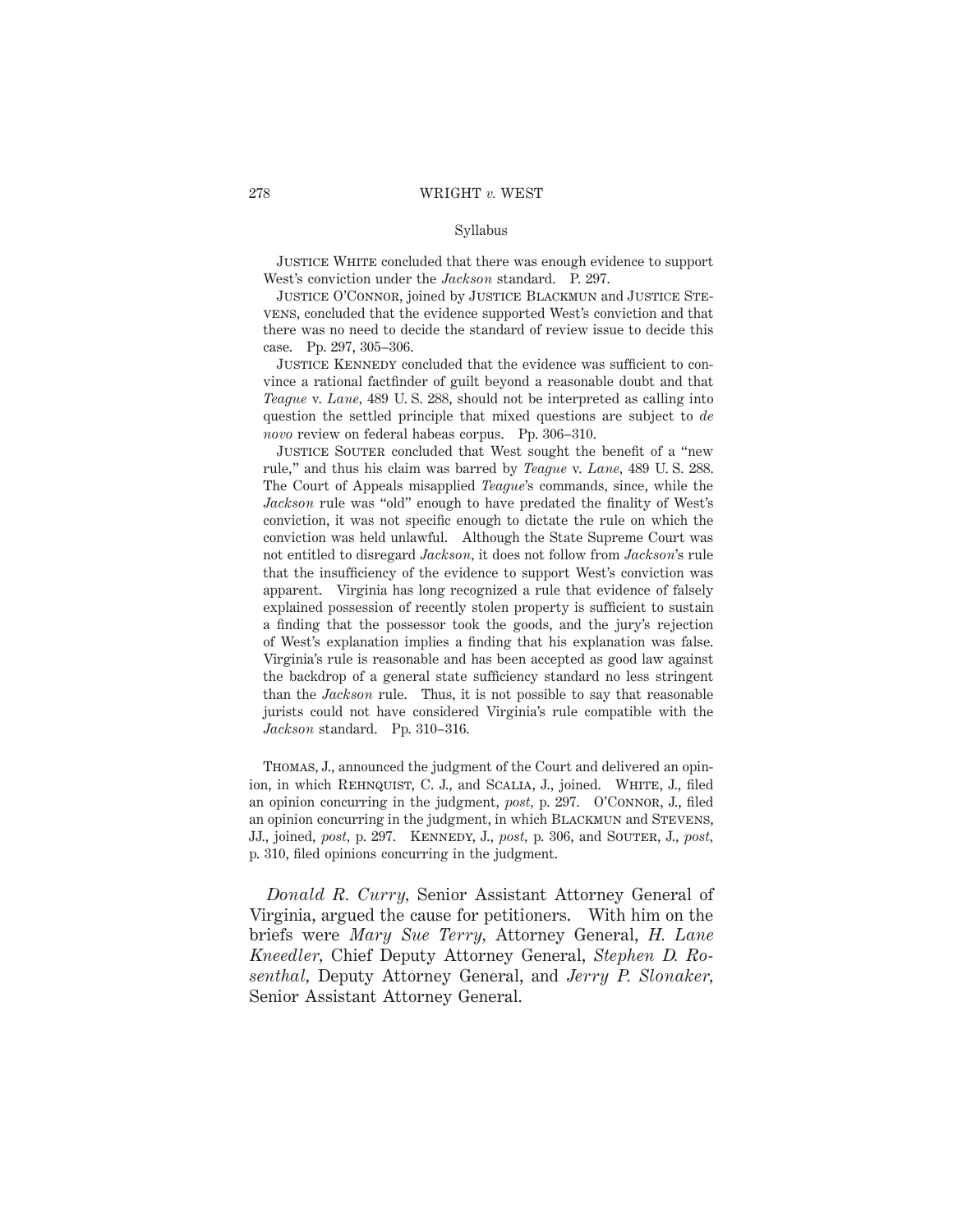Syllabus

Justice White concluded that there was enough evidence to support West's conviction under the *Jackson* standard. P. 297.

Justice O'Connor, joined by Justice Blackmun and Justice Stevens, concluded that the evidence supported West's conviction and that there was no need to decide the standard of review issue to decide this case. Pp. 297, 305–306.

Justice Kennedy concluded that the evidence was sufficient to convince a rational factfinder of guilt beyond a reasonable doubt and that *Teague* v. *Lane*, 489 U. S. 288, should not be interpreted as calling into question the settled principle that mixed questions are subject to *de novo* review on federal habeas corpus. Pp. 306–310.

Justice Souter concluded that West sought the benefit of a "new rule," and thus his claim was barred by *Teague* v. *Lane*, 489 U. S. 288. The Court of Appeals misapplied *Teague*'s commands, since, while the *Jackson* rule was "old" enough to have predated the finality of West's conviction, it was not specific enough to dictate the rule on which the conviction was held unlawful. Although the State Supreme Court was not entitled to disregard *Jackson*, it does not follow from *Jackson*'s rule that the insufficiency of the evidence to support West's conviction was apparent. Virginia has long recognized a rule that evidence of falsely explained possession of recently stolen property is sufficient to sustain a finding that the possessor took the goods, and the jury's rejection of West's explanation implies a finding that his explanation was false. Virginia's rule is reasonable and has been accepted as good law against the backdrop of a general state sufficiency standard no less stringent than the *Jackson* rule. Thus, it is not possible to say that reasonable jurists could not have considered Virginia's rule compatible with the *Jackson* standard. Pp. 310–316.

Thomas, J., announced the judgment of the Court and delivered an opinion, in which Rehnquist, C. J., and Scalia, J., joined. White, J., filed an opinion concurring in the judgment, *post*, p. 297. O'Connor, J., filed an opinion concurring in the judgment, in which Blackmun and Stevens, JJ., joined, *post*, p. 297. Kennedy, J., *post*, p. 306, and Souter, J., *post*, p. 310, filed opinions concurring in the judgment.

*Donald R. Curry*, Senior Assistant Attorney General of Virginia, argued the cause for petitioners. With him on the briefs were *Mary Sue Terry*, Attorney General, *H. Lane Kneedler*, Chief Deputy Attorney General, *Stephen D. Rosenthal*, Deputy Attorney General, and *Jerry P. Slonaker*, Senior Assistant Attorney General.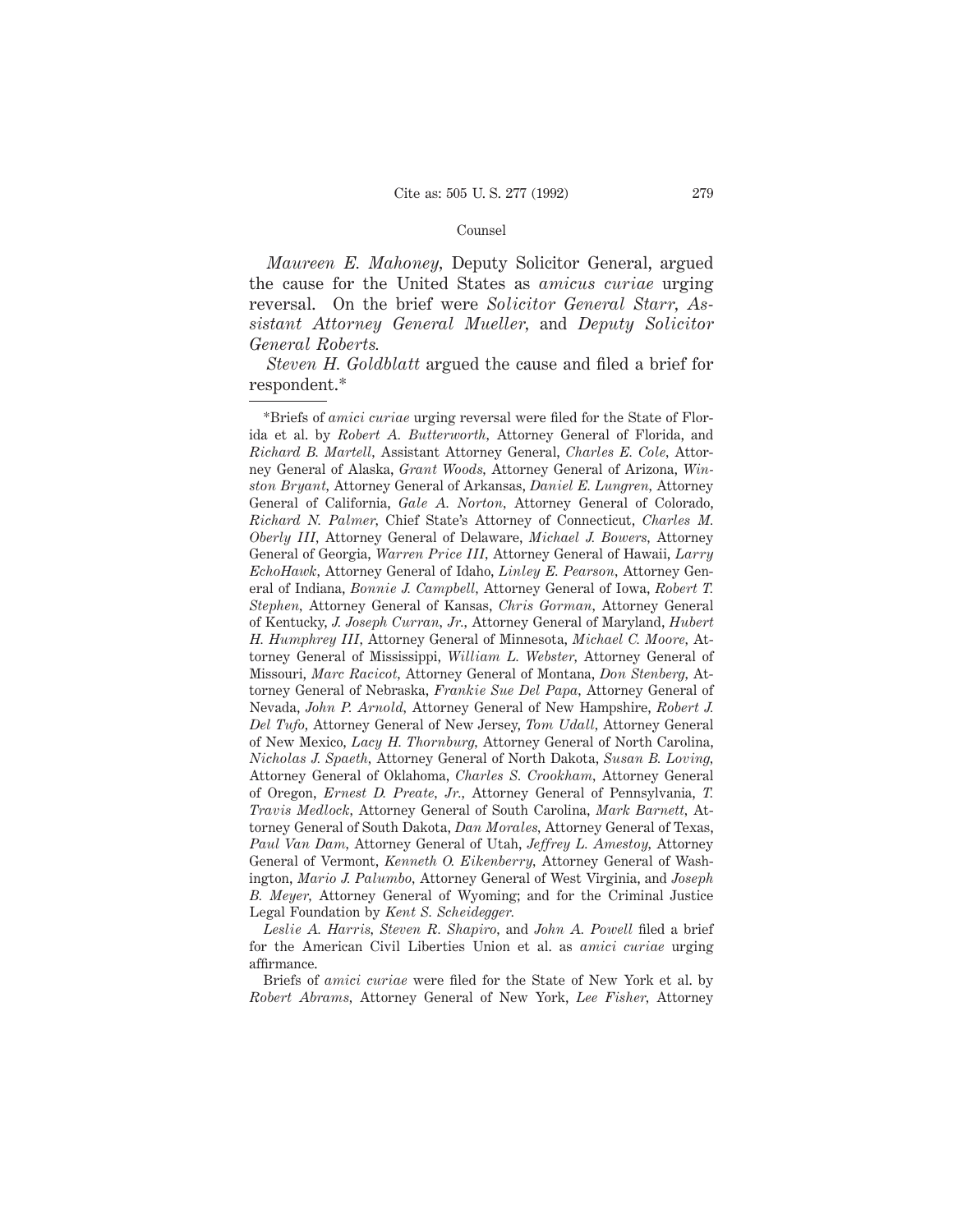Counsel

*Maureen E. Mahoney*, Deputy Solicitor General, argued the cause for the United States as *amicus curiae* urging reversal. On the brief were *Solicitor General Starr*, *Assistant Attorney General Mueller*, and *Deputy Solicitor General Roberts*.

*Steven H. Goldblatt* argued the cause and filed a brief for respondent.*

---

*Briefs of *amici curiae* urging reversal were filed for the State of Florida et al. by *Robert A. Butterworth*, Attorney General of Florida, and *Richard B. Martell*, Assistant Attorney General, *Charles E. Cole*, Attorney General of Alaska, *Grant Woods*, Attorney General of Arizona, *Winston Bryant*, Attorney General of Arkansas, *Daniel E. Lungren*, Attorney General of California, *Gale A. Norton*, Attorney General of Colorado, *Richard N. Palmer*, Chief State's Attorney of Connecticut, *Charles M. Oberly III*, Attorney General of Delaware, *Michael J. Bowers*, Attorney General of Georgia, *Warren Price III*, Attorney General of Hawaii, *Larry EchoHawk*, Attorney General of Idaho, *Linley E. Pearson*, Attorney General of Indiana, *Bonnie J. Campbell*, Attorney General of Iowa, *Robert T. Stephen*, Attorney General of Kansas, *Chris Gorman*, Attorney General of Kentucky, *J. Joseph Curran, Jr.*, Attorney General of Maryland, *Hubert H. Humphrey III*, Attorney General of Minnesota, *Michael C. Moore*, Attorney General of Mississippi, *William L. Webster*, Attorney General of Missouri, *Marc Racicot*, Attorney General of Montana, *Don Stenberg*, Attorney General of Nebraska, *Frankie Sue Del Papa*, Attorney General of Nevada, *John P. Arnold*, Attorney General of New Hampshire, *Robert J. Del Tufo*, Attorney General of New Jersey, *Tom Udall*, Attorney General of New Mexico, *Lacy H. Thornburg*, Attorney General of North Carolina, *Nicholas J. Spaeth*, Attorney General of North Dakota, *Susan B. Loving*, Attorney General of Oklahoma, *Charles S. Crookham*, Attorney General of Oregon, *Ernest D. Preate, Jr.*, Attorney General of Pennsylvania, *T. Travis Medlock*, Attorney General of South Carolina, *Mark Barnett*, Attorney General of South Dakota, *Dan Morales*, Attorney General of Texas, *Paul Van Dam*, Attorney General of Utah, *Jeffrey L. Amestoy*, Attorney General of Vermont, *Kenneth O. Eikenberry*, Attorney General of Washington, *Mario J. Palumbo*, Attorney General of West Virginia, and *Joseph B. Meyer*, Attorney General of Wyoming; and for the Criminal Justice Legal Foundation by *Kent S. Scheidegger*.

*Leslie A. Harris*, *Steven R. Shapiro*, and *John A. Powell* filed a brief for the American Civil Liberties Union et al. as *amici curiae* urging affirmance.

Briefs of *amici curiae* were filed for the State of New York et al. by *Robert Abrams*, Attorney General of New York, *Lee Fisher*, Attorney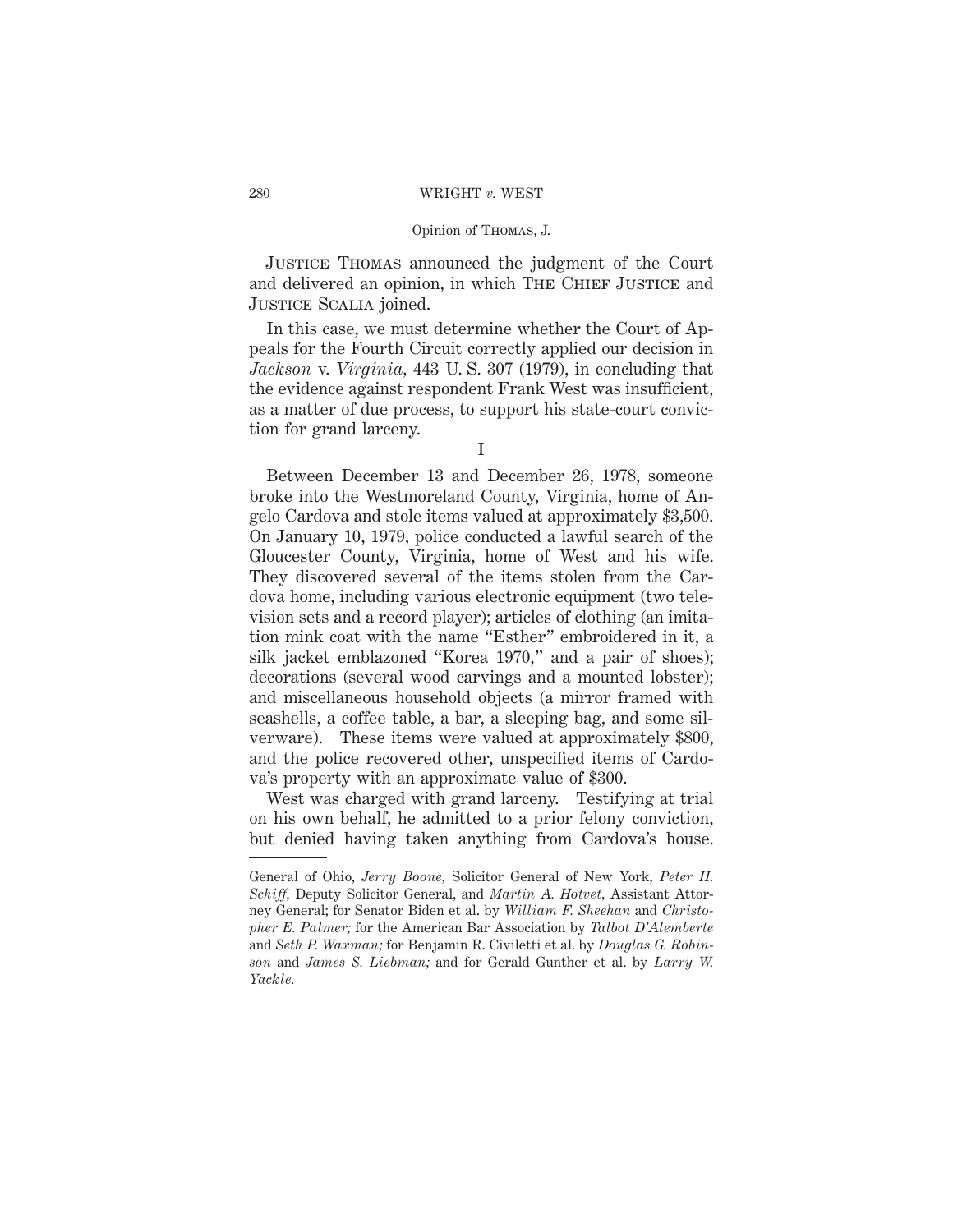JUSTICE THOMAS announced the judgment of the Court and delivered an opinion, in which THE CHIEF JUSTICE and JUSTICE SCALIA joined.

In this case, we must determine whether the Court of Appeals for the Fourth Circuit correctly applied our decision in *Jackson* v. *Virginia*, 443 U. S. 307 (1979), in concluding that the evidence against respondent Frank West was insufficient, as a matter of due process, to support his state-court conviction for grand larceny.

I

Between December 13 and December 26, 1978, someone broke into the Westmoreland County, Virginia, home of Angelo Cardova and stole items valued at approximately $3,500. On January 10, 1979, police conducted a lawful search of the Gloucester County, Virginia, home of West and his wife. They discovered several of the items stolen from the Cardova home, including various electronic equipment (two television sets and a record player); articles of clothing (an imitation mink coat with the name "Esther" embroidered in it, a silk jacket emblazoned "Korea 1970," and a pair of shoes); decorations (several wood carvings and a mounted lobster); and miscellaneous household objects (a mirror framed with seashells, a coffee table, a bar, a sleeping bag, and some silverware). These items were valued at approximately $800, and the police recovered other, unspecified items of Cardova's property with an approximate value of $300.

West was charged with grand larceny. Testifying at trial on his own behalf, he admitted to a prior felony conviction, but denied having taken anything from Cardova's house.

---

General of Ohio, *Jerry Boone*, Solicitor General of New York, *Peter H. Schiff*, Deputy Solicitor General, and *Martin A. Hotvet*, Assistant Attorney General; for Senator Biden et al. by *William F. Sheehan* and *Christopher E. Palmer;* for the American Bar Association by *Talbot D'Alemberte* and *Seth P. Waxman;* for Benjamin R. Civiletti et al. by *Douglas G. Robinson* and *James S. Liebman;* and for Gerald Gunther et al. by *Larry W. Yackle.*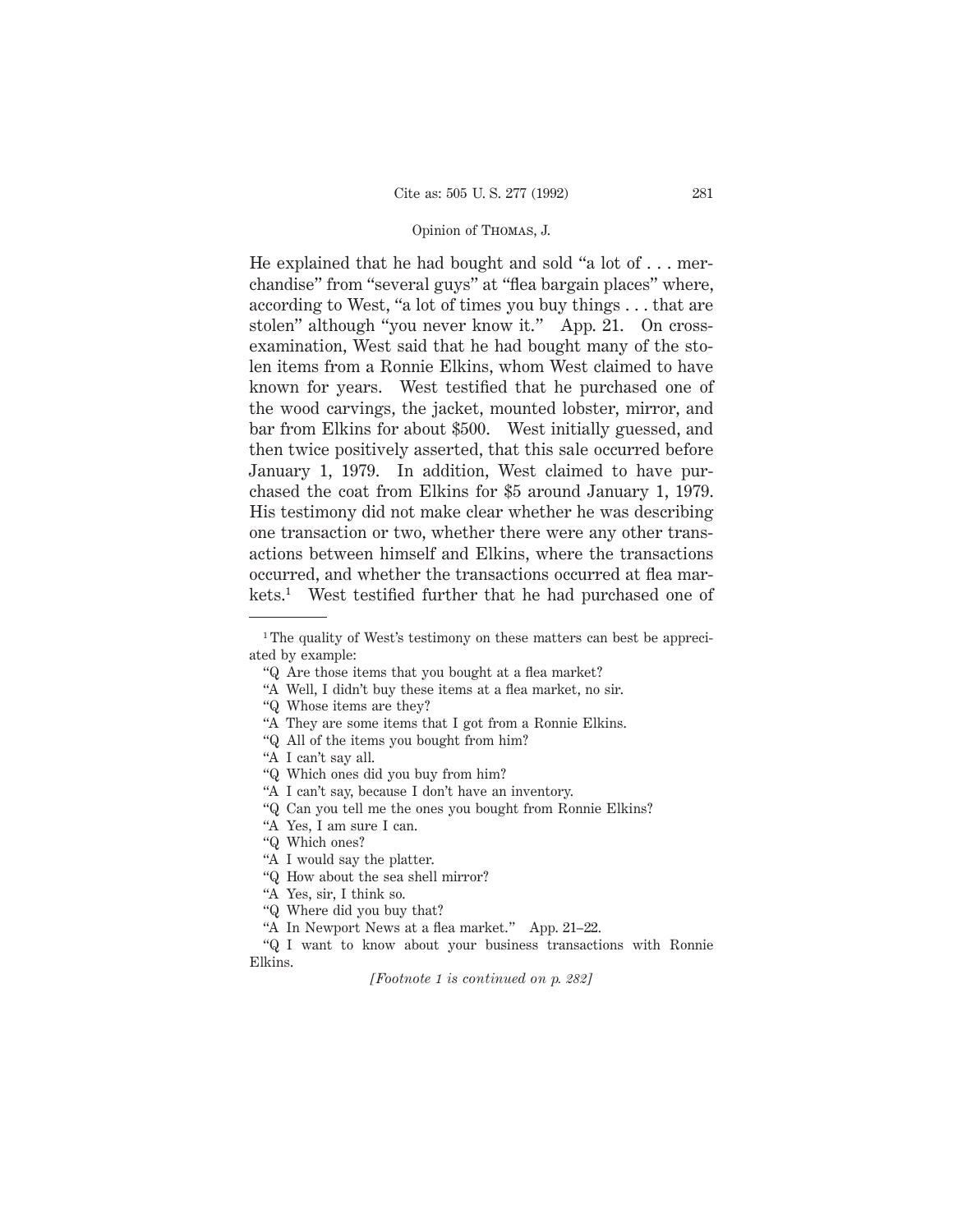He explained that he had bought and sold "a lot of . . . merchandise" from "several guys" at "flea bargain places" where, according to West, "a lot of times you buy things . . . that are stolen" although "you never know it." App. 21. On cross-examination, West said that he had bought many of the stolen items from a Ronnie Elkins, whom West claimed to have known for years. West testified that he purchased one of the wood carvings, the jacket, mounted lobster, mirror, and bar from Elkins for about $500. West initially guessed, and then twice positively asserted, that this sale occurred before January 1, 1979. In addition, West claimed to have purchased the coat from Elkins for $5 around January 1, 1979. His testimony did not make clear whether he was describing one transaction or two, whether there were any other transactions between himself and Elkins, where the transactions occurred, and whether the transactions occurred at flea markets.[1] West testified further that he had purchased one of

---

[1] The quality of West's testimony on these matters can best be appreciated by example:

"Q Are those items that you bought at a flea market?

"A Well, I didn't buy these items at a flea market, no sir.

"Q Whose items are they?

"A They are some items that I got from a Ronnie Elkins.

"Q All of the items you bought from him?

"A I can't say all.

"Q Which ones did you buy from him?

"A I can't say, because I don't have an inventory.

"Q Can you tell me the ones you bought from Ronnie Elkins?

"A Yes, I am sure I can.

"Q Which ones?

"A I would say the platter.

"Q How about the sea shell mirror?

"A Yes, sir, I think so.

"Q Where did you buy that?

"A In Newport News at a flea market." App. 21–22.

"Q I want to know about your business transactions with Ronnie Elkins.

*[Footnote 1 is continued on p. 282]*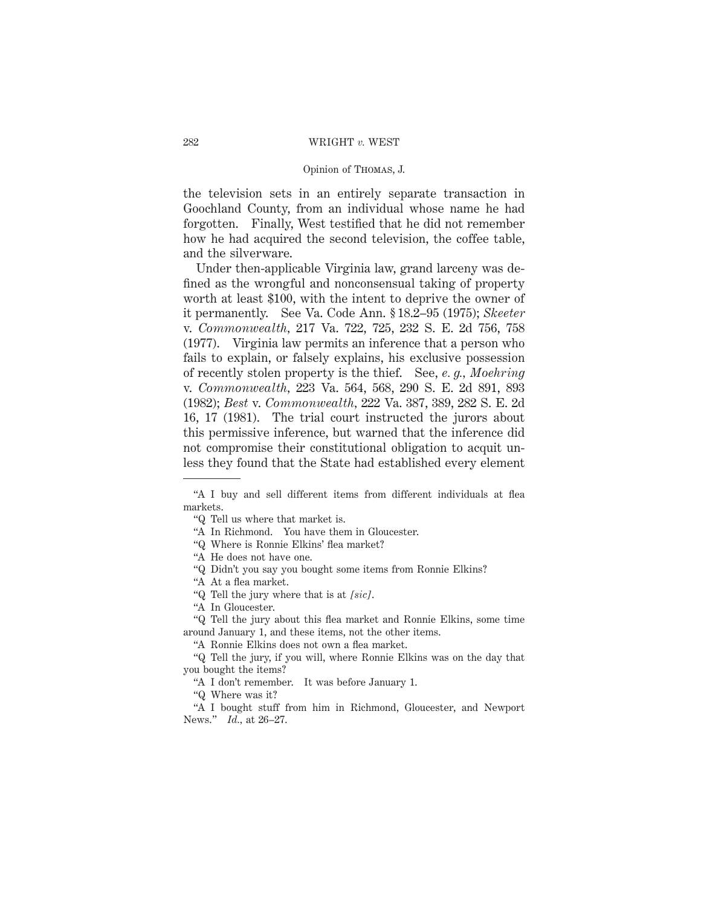the television sets in an entirely separate transaction in Goochland County, from an individual whose name he had forgotten. Finally, West testified that he did not remember how he had acquired the second television, the coffee table, and the silverware.

Under then-applicable Virginia law, grand larceny was defined as the wrongful and nonconsensual taking of property worth at least $100, with the intent to deprive the owner of it permanently. See Va. Code Ann. § 18.2–95 (1975); *Skeeter* v. *Commonwealth*, 217 Va. 722, 725, 232 S. E. 2d 756, 758 (1977). Virginia law permits an inference that a person who fails to explain, or falsely explains, his exclusive possession of recently stolen property is the thief. See, *e. g.*, *Moehring* v. *Commonwealth*, 223 Va. 564, 568, 290 S. E. 2d 891, 893 (1982); *Best* v. *Commonwealth*, 222 Va. 387, 389, 282 S. E. 2d 16, 17 (1981). The trial court instructed the jurors about this permissive inference, but warned that the inference did not compromise their constitutional obligation to acquit unless they found that the State had established every element

---

"A I buy and sell different items from different individuals at flea markets.

"Q Tell us where that market is.

"A In Richmond. You have them in Gloucester.

"Q Where is Ronnie Elkins' flea market?

"A He does not have one.

"Q Didn't you say you bought some items from Ronnie Elkins?

"A At a flea market.

"Q Tell the jury where that is at *[sic]*.

"A In Gloucester.

"Q Tell the jury about this flea market and Ronnie Elkins, some time around January 1, and these items, not the other items.

"A Ronnie Elkins does not own a flea market.

"Q Tell the jury, if you will, where Ronnie Elkins was on the day that you bought the items?

"A I don't remember. It was before January 1.

"Q Where was it?

"A I bought stuff from him in Richmond, Gloucester, and Newport News." *Id.*, at 26–27.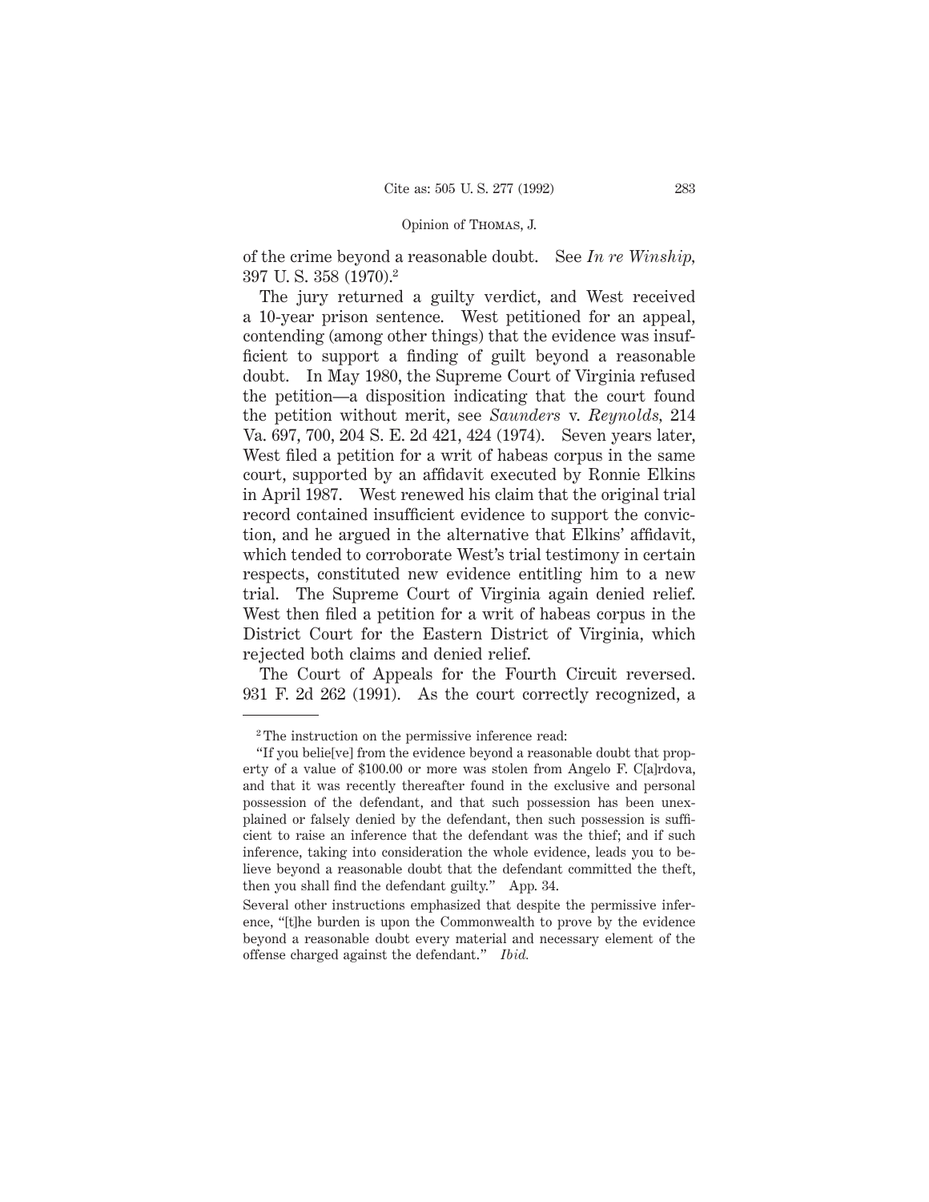of the crime beyond a reasonable doubt. See *In re Winship,* 397 U. S. 358 (1970).[2]

The jury returned a guilty verdict, and West received a 10-year prison sentence. West petitioned for an appeal, contending (among other things) that the evidence was insufficient to support a finding of guilt beyond a reasonable doubt. In May 1980, the Supreme Court of Virginia refused the petition—a disposition indicating that the court found the petition without merit, see *Saunders* v. *Reynolds,* 214 Va. 697, 700, 204 S. E. 2d 421, 424 (1974). Seven years later, West filed a petition for a writ of habeas corpus in the same court, supported by an affidavit executed by Ronnie Elkins in April 1987. West renewed his claim that the original trial record contained insufficient evidence to support the conviction, and he argued in the alternative that Elkins' affidavit, which tended to corroborate West's trial testimony in certain respects, constituted new evidence entitling him to a new trial. The Supreme Court of Virginia again denied relief. West then filed a petition for a writ of habeas corpus in the District Court for the Eastern District of Virginia, which rejected both claims and denied relief.

The Court of Appeals for the Fourth Circuit reversed. 931 F. 2d 262 (1991). As the court correctly recognized, a

---

[2] The instruction on the permissive inference read:

"If you belie[ve] from the evidence beyond a reasonable doubt that property of a value of $100.00 or more was stolen from Angelo F. C[a]rdova, and that it was recently thereafter found in the exclusive and personal possession of the defendant, and that such possession has been unexplained or falsely denied by the defendant, then such possession is sufficient to raise an inference that the defendant was the thief; and if such inference, taking into consideration the whole evidence, leads you to believe beyond a reasonable doubt that the defendant committed the theft, then you shall find the defendant guilty." App. 34.

Several other instructions emphasized that despite the permissive inference, "[t]he burden is upon the Commonwealth to prove by the evidence beyond a reasonable doubt every material and necessary element of the offense charged against the defendant." *Ibid.*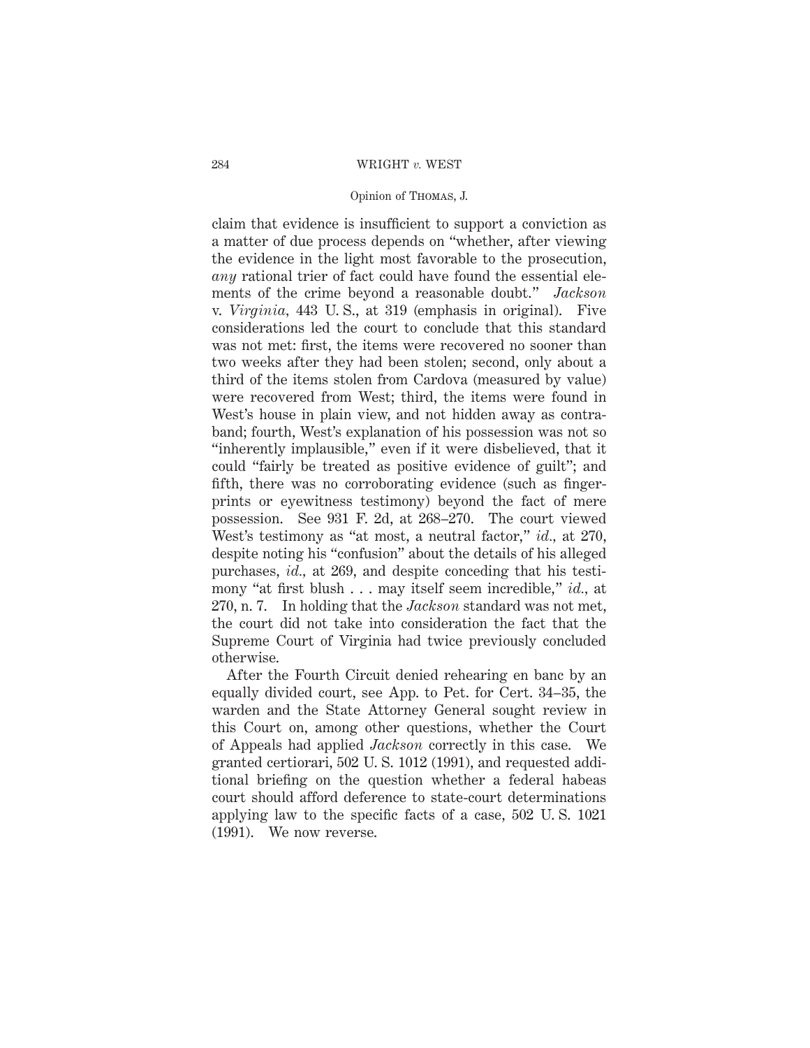claim that evidence is insufficient to support a conviction as a matter of due process depends on "whether, after viewing the evidence in the light most favorable to the prosecution, *any* rational trier of fact could have found the essential elements of the crime beyond a reasonable doubt." *Jackson* v. *Virginia*, 443 U. S., at 319 (emphasis in original). Five considerations led the court to conclude that this standard was not met: first, the items were recovered no sooner than two weeks after they had been stolen; second, only about a third of the items stolen from Cardova (measured by value) were recovered from West; third, the items were found in West's house in plain view, and not hidden away as contraband; fourth, West's explanation of his possession was not so "inherently implausible," even if it were disbelieved, that it could "fairly be treated as positive evidence of guilt"; and fifth, there was no corroborating evidence (such as fingerprints or eyewitness testimony) beyond the fact of mere possession. See 931 F. 2d, at 268–270. The court viewed West's testimony as "at most, a neutral factor," *id.*, at 270, despite noting his "confusion" about the details of his alleged purchases, *id.*, at 269, and despite conceding that his testimony "at first blush . . . may itself seem incredible," *id.*, at 270, n. 7. In holding that the *Jackson* standard was not met, the court did not take into consideration the fact that the Supreme Court of Virginia had twice previously concluded otherwise.

After the Fourth Circuit denied rehearing en banc by an equally divided court, see App. to Pet. for Cert. 34–35, the warden and the State Attorney General sought review in this Court on, among other questions, whether the Court of Appeals had applied *Jackson* correctly in this case. We granted certiorari, 502 U. S. 1012 (1991), and requested additional briefing on the question whether a federal habeas court should afford deference to state-court determinations applying law to the specific facts of a case, 502 U. S. 1021 (1991). We now reverse.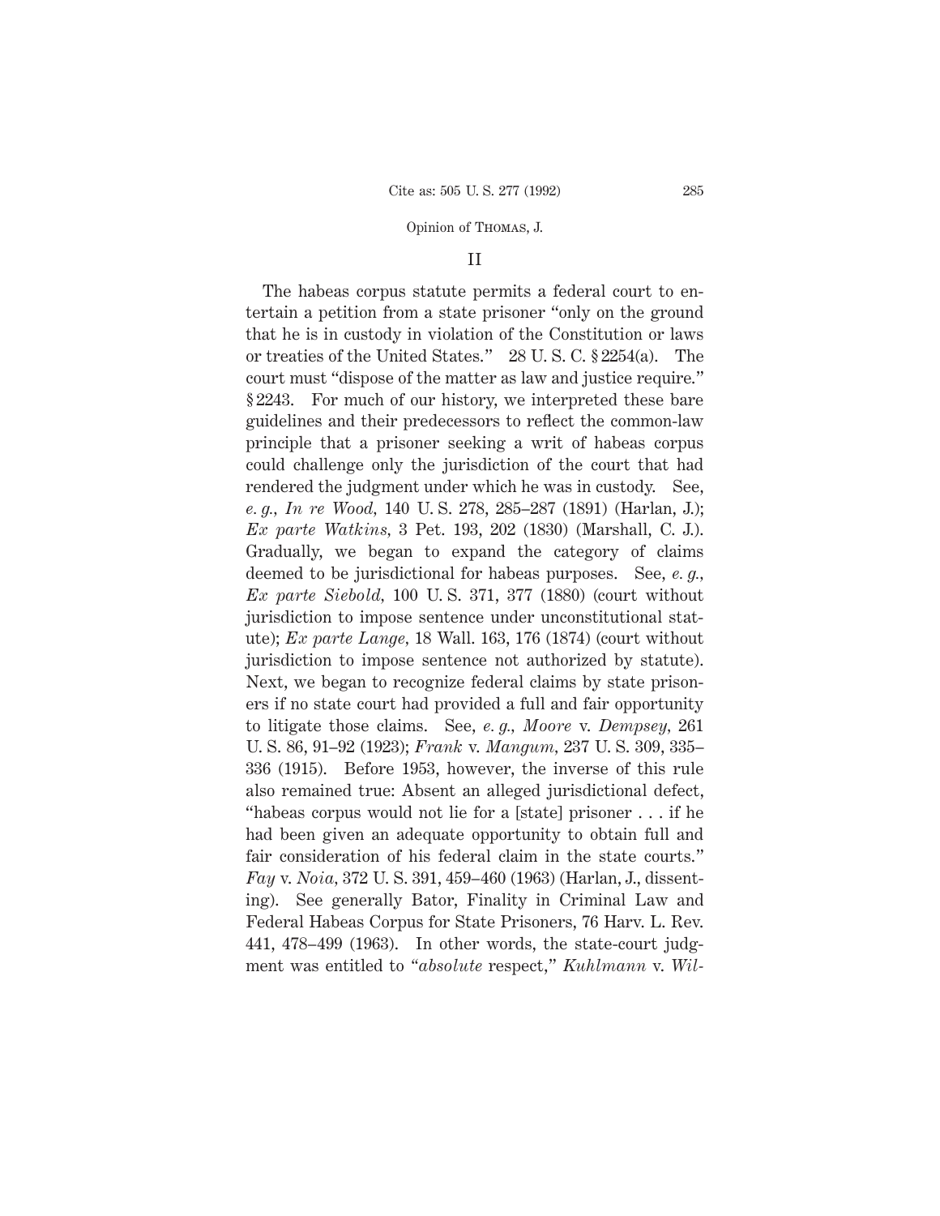## II

The habeas corpus statute permits a federal court to entertain a petition from a state prisoner "only on the ground that he is in custody in violation of the Constitution or laws or treaties of the United States." 28 U. S. C. § 2254(a). The court must "dispose of the matter as law and justice require." § 2243. For much of our history, we interpreted these bare guidelines and their predecessors to reflect the common-law principle that a prisoner seeking a writ of habeas corpus could challenge only the jurisdiction of the court that had rendered the judgment under which he was in custody. See, *e. g., In re Wood,* 140 U. S. 278, 285–287 (1891) (Harlan, J.); *Ex parte Watkins,* 3 Pet. 193, 202 (1830) (Marshall, C. J.). Gradually, we began to expand the category of claims deemed to be jurisdictional for habeas purposes. See, *e. g., Ex parte Siebold,* 100 U. S. 371, 377 (1880) (court without jurisdiction to impose sentence under unconstitutional statute); *Ex parte Lange,* 18 Wall. 163, 176 (1874) (court without jurisdiction to impose sentence not authorized by statute). Next, we began to recognize federal claims by state prisoners if no state court had provided a full and fair opportunity to litigate those claims. See, *e. g., Moore* v. *Dempsey,* 261 U. S. 86, 91–92 (1923); *Frank* v. *Mangum,* 237 U. S. 309, 335–336 (1915). Before 1953, however, the inverse of this rule also remained true: Absent an alleged jurisdictional defect, "habeas corpus would not lie for a [state] prisoner . . . if he had been given an adequate opportunity to obtain full and fair consideration of his federal claim in the state courts." *Fay* v. *Noia,* 372 U. S. 391, 459–460 (1963) (Harlan, J., dissenting). See generally Bator, Finality in Criminal Law and Federal Habeas Corpus for State Prisoners, 76 Harv. L. Rev. 441, 478–499 (1963). In other words, the state-court judgment was entitled to "*absolute* respect," *Kuhlmann* v. *Wil-*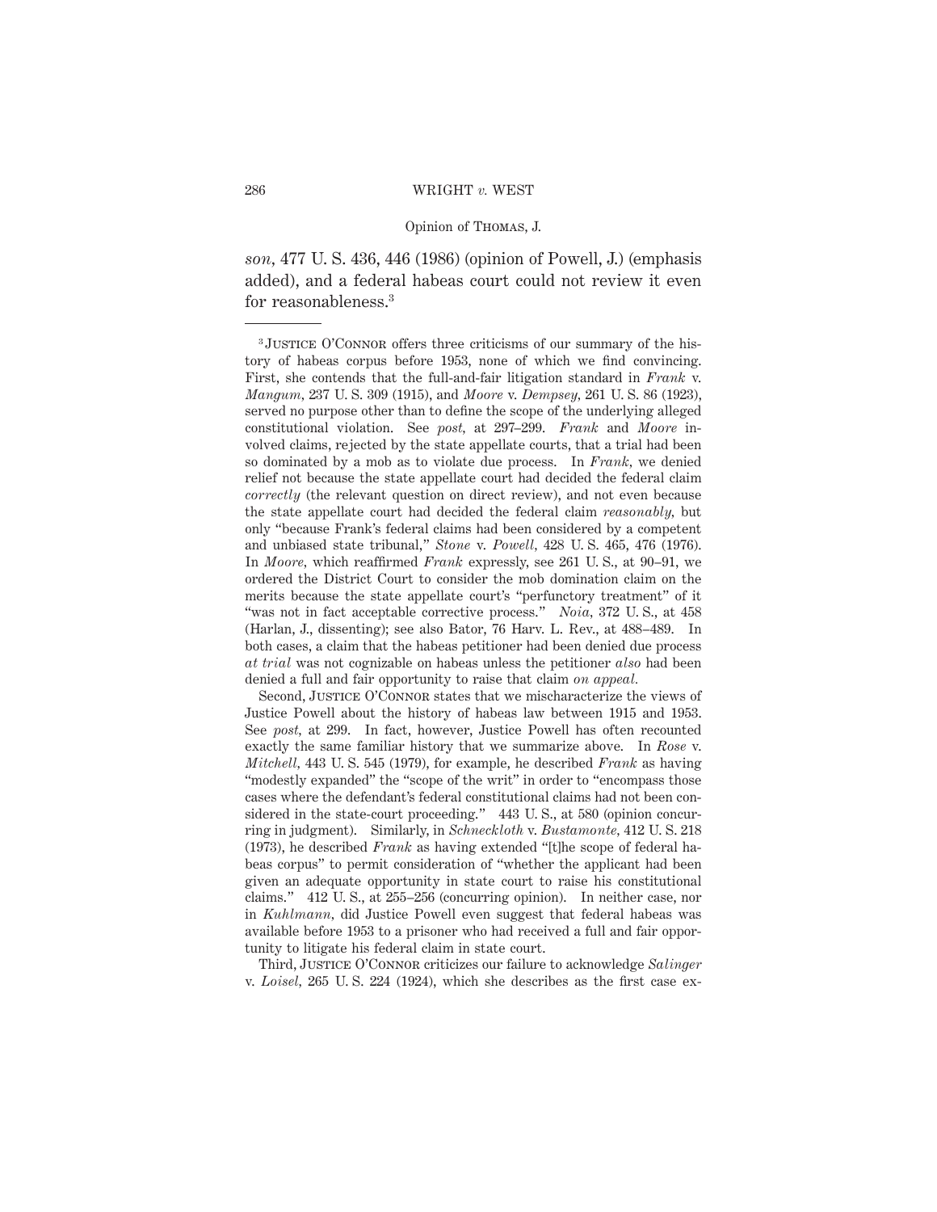*son*, 477 U. S. 436, 446 (1986) (opinion of Powell, J.) (emphasis added), and a federal habeas court could not review it even for reasonableness.[3]

---

[3] Justice O'Connor offers three criticisms of our summary of the history of habeas corpus before 1953, none of which we find convincing. First, she contends that the full-and-fair litigation standard in *Frank* v. *Mangum*, 237 U. S. 309 (1915), and *Moore* v. *Dempsey*, 261 U. S. 86 (1923), served no purpose other than to define the scope of the underlying alleged constitutional violation. See *post*, at 297–299. *Frank* and *Moore* involved claims, rejected by the state appellate courts, that a trial had been so dominated by a mob as to violate due process. In *Frank*, we denied relief not because the state appellate court had decided the federal claim *correctly* (the relevant question on direct review), and not even because the state appellate court had decided the federal claim *reasonably*, but only "because Frank's federal claims had been considered by a competent and unbiased state tribunal," *Stone* v. *Powell*, 428 U. S. 465, 476 (1976). In *Moore*, which reaffirmed *Frank* expressly, see 261 U. S., at 90–91, we ordered the District Court to consider the mob domination claim on the merits because the state appellate court's "perfunctory treatment" of it "was not in fact acceptable corrective process." *Noia*, 372 U. S., at 458 (Harlan, J., dissenting); see also Bator, 76 Harv. L. Rev., at 488–489. In both cases, a claim that the habeas petitioner had been denied due process *at trial* was not cognizable on habeas unless the petitioner *also* had been denied a full and fair opportunity to raise that claim *on appeal*.

Second, Justice O'Connor states that we mischaracterize the views of Justice Powell about the history of habeas law between 1915 and 1953. See *post*, at 299. In fact, however, Justice Powell has often recounted exactly the same familiar history that we summarize above. In *Rose* v. *Mitchell*, 443 U. S. 545 (1979), for example, he described *Frank* as having "modestly expanded" the "scope of the writ" in order to "encompass those cases where the defendant's federal constitutional claims had not been considered in the state-court proceeding." 443 U. S., at 580 (opinion concurring in judgment). Similarly, in *Schneckloth* v. *Bustamonte*, 412 U. S. 218 (1973), he described *Frank* as having extended "[t]he scope of federal habeas corpus" to permit consideration of "whether the applicant had been given an adequate opportunity in state court to raise his constitutional claims." 412 U. S., at 255–256 (concurring opinion). In neither case, nor in *Kuhlmann*, did Justice Powell even suggest that federal habeas was available before 1953 to a prisoner who had received a full and fair opportunity to litigate his federal claim in state court.

Third, Justice O'Connor criticizes our failure to acknowledge *Salinger* v. *Loisel*, 265 U. S. 224 (1924), which she describes as the first case ex-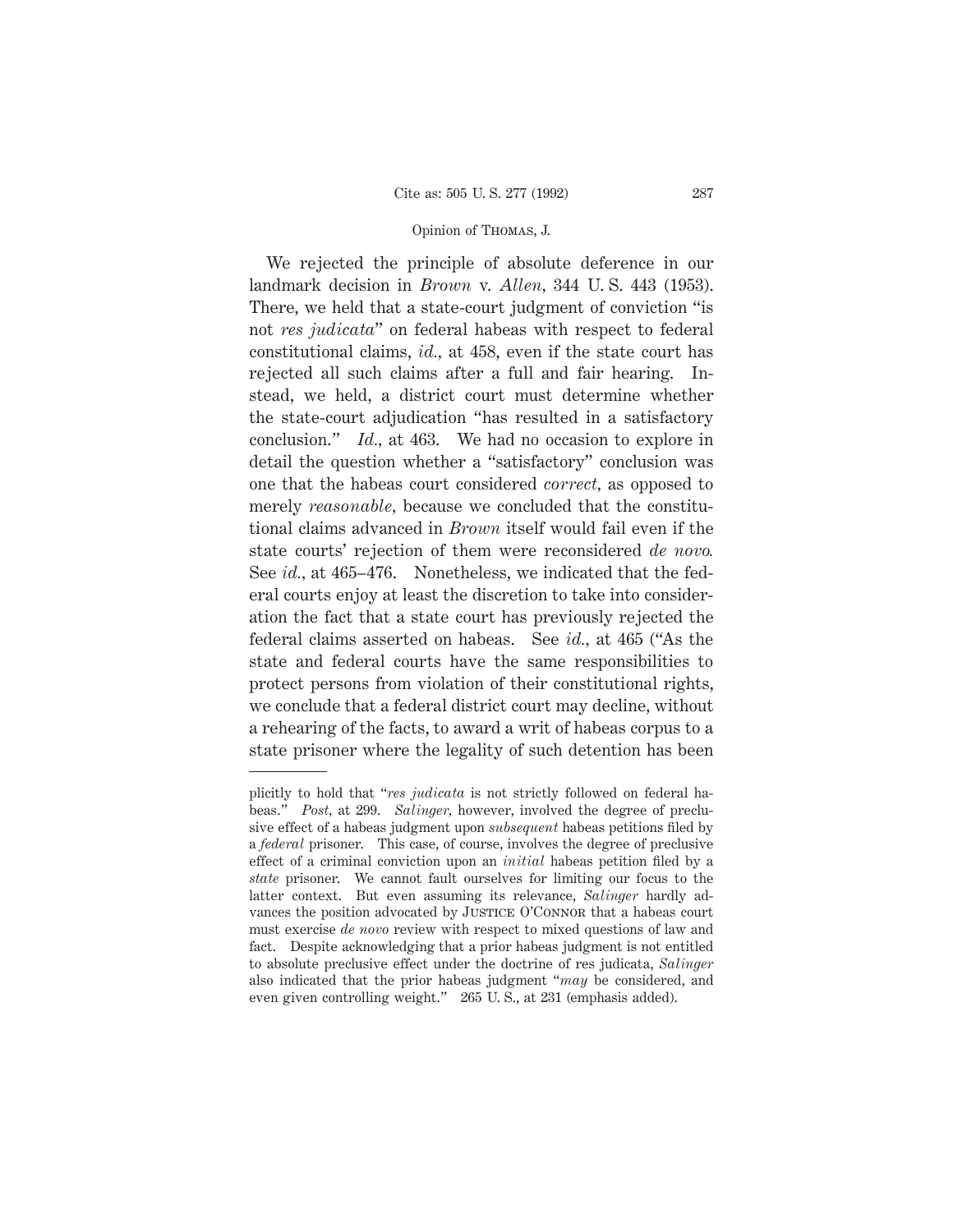We rejected the principle of absolute deference in our landmark decision in *Brown* v. *Allen*, 344 U. S. 443 (1953). There, we held that a state-court judgment of conviction "is not *res judicata*" on federal habeas with respect to federal constitutional claims, *id.*, at 458, even if the state court has rejected all such claims after a full and fair hearing. Instead, we held, a district court must determine whether the state-court adjudication "has resulted in a satisfactory conclusion." *Id.*, at 463. We had no occasion to explore in detail the question whether a "satisfactory" conclusion was one that the habeas court considered *correct*, as opposed to merely *reasonable*, because we concluded that the constitutional claims advanced in *Brown* itself would fail even if the state courts' rejection of them were reconsidered *de novo*. See *id.*, at 465–476. Nonetheless, we indicated that the federal courts enjoy at least the discretion to take into consideration the fact that a state court has previously rejected the federal claims asserted on habeas. See *id.*, at 465 ("As the state and federal courts have the same responsibilities to protect persons from violation of their constitutional rights, we conclude that a federal district court may decline, without a rehearing of the facts, to award a writ of habeas corpus to a state prisoner where the legality of such detention has been

---

plicitly to hold that "*res judicata* is not strictly followed on federal habeas." *Post*, at 299. *Salinger*, however, involved the degree of preclusive effect of a habeas judgment upon *subsequent* habeas petitions filed by a *federal* prisoner. This case, of course, involves the degree of preclusive effect of a criminal conviction upon an *initial* habeas petition filed by a *state* prisoner. We cannot fault ourselves for limiting our focus to the latter context. But even assuming its relevance, *Salinger* hardly advances the position advocated by Justice O'Connor that a habeas court must exercise *de novo* review with respect to mixed questions of law and fact. Despite acknowledging that a prior habeas judgment is not entitled to absolute preclusive effect under the doctrine of res judicata, *Salinger* also indicated that the prior habeas judgment "*may* be considered, and even given controlling weight." 265 U. S., at 231 (emphasis added).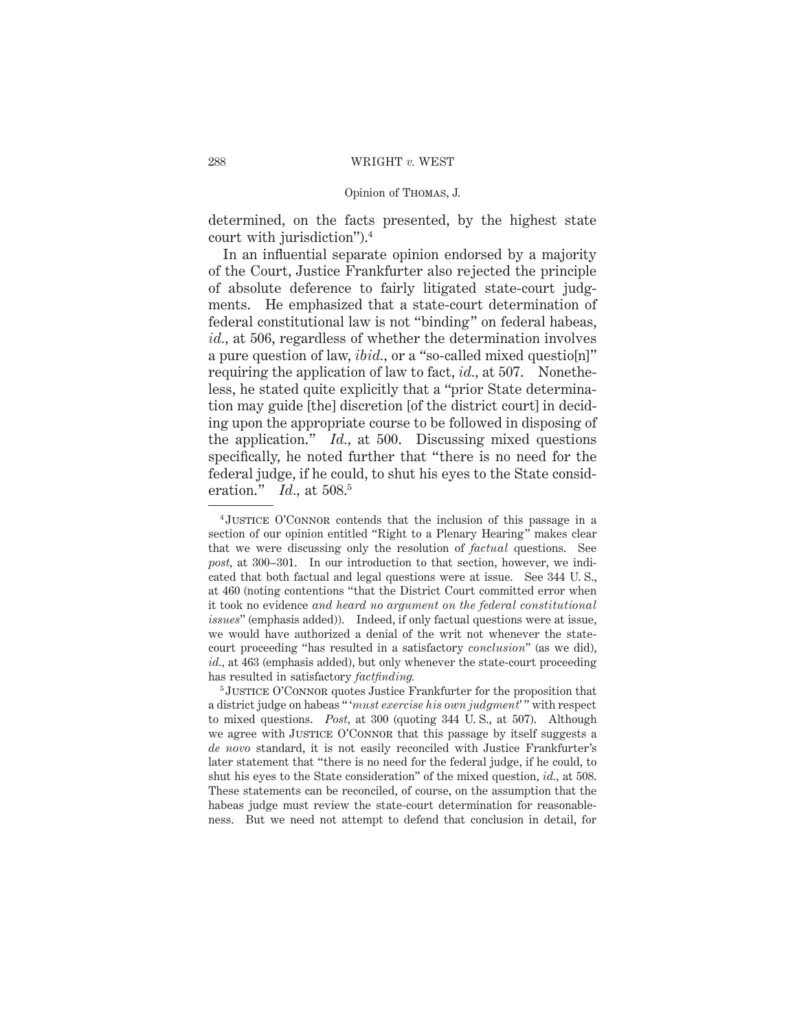determined, on the facts presented, by the highest state court with jurisdiction").[4]

In an influential separate opinion endorsed by a majority of the Court, Justice Frankfurter also rejected the principle of absolute deference to fairly litigated state-court judgments. He emphasized that a state-court determination of federal constitutional law is not "binding" on federal habeas, *id.*, at 506, regardless of whether the determination involves a pure question of law, *ibid.*, or a "so-called mixed questio[n]" requiring the application of law to fact, *id.*, at 507. Nonetheless, he stated quite explicitly that a "prior State determination may guide [the] discretion [of the district court] in deciding upon the appropriate course to be followed in disposing of the application." *Id.*, at 500. Discussing mixed questions specifically, he noted further that "there is no need for the federal judge, if he could, to shut his eyes to the State consideration." *Id.*, at 508.[5]

---

[4] Justice O'Connor contends that the inclusion of this passage in a section of our opinion entitled "Right to a Plenary Hearing" makes clear that we were discussing only the resolution of *factual* questions. See *post*, at 300–301. In our introduction to that section, however, we indicated that both factual and legal questions were at issue. See 344 U. S., at 460 (noting contentions "that the District Court committed error when it took no evidence *and heard no argument on the federal constitutional issues*" (emphasis added)). Indeed, if only factual questions were at issue, we would have authorized a denial of the writ not whenever the state-court proceeding "has resulted in a satisfactory *conclusion*" (as we did), *id.*, at 463 (emphasis added), but only whenever the state-court proceeding has resulted in satisfactory *factfinding*.

[5] Justice O'Connor quotes Justice Frankfurter for the proposition that a district judge on habeas "'*must exercise his own judgment*'" with respect to mixed questions. *Post*, at 300 (quoting 344 U. S., at 507). Although we agree with Justice O'Connor that this passage by itself suggests a *de novo* standard, it is not easily reconciled with Justice Frankfurter's later statement that "there is no need for the federal judge, if he could, to shut his eyes to the State consideration" of the mixed question, *id.*, at 508. These statements can be reconciled, of course, on the assumption that the habeas judge must review the state-court determination for reasonableness. But we need not attempt to defend that conclusion in detail, for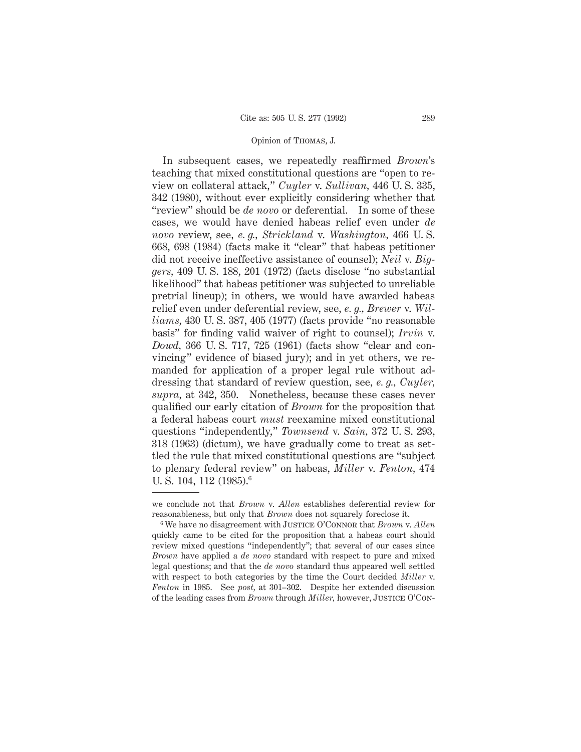In subsequent cases, we repeatedly reaffirmed *Brown*'s teaching that mixed constitutional questions are "open to review on collateral attack," *Cuyler* v. *Sullivan,* 446 U. S. 335, 342 (1980), without ever explicitly considering whether that "review" should be *de novo* or deferential. In some of these cases, we would have denied habeas relief even under *de novo* review, see, *e. g., Strickland* v. *Washington,* 466 U. S. 668, 698 (1984) (facts make it "clear" that habeas petitioner did not receive ineffective assistance of counsel); *Neil* v. *Biggers,* 409 U. S. 188, 201 (1972) (facts disclose "no substantial likelihood" that habeas petitioner was subjected to unreliable pretrial lineup); in others, we would have awarded habeas relief even under deferential review, see, *e. g., Brewer* v. *Williams,* 430 U. S. 387, 405 (1977) (facts provide "no reasonable basis" for finding valid waiver of right to counsel); *Irvin* v. *Dowd,* 366 U. S. 717, 725 (1961) (facts show "clear and convincing" evidence of biased jury); and in yet others, we remanded for application of a proper legal rule without addressing that standard of review question, see, *e. g., Cuyler, supra,* at 342, 350. Nonetheless, because these cases never qualified our early citation of *Brown* for the proposition that a federal habeas court *must* reexamine mixed constitutional questions "independently," *Townsend* v. *Sain,* 372 U. S. 293, 318 (1963) (dictum), we have gradually come to treat as settled the rule that mixed constitutional questions are "subject to plenary federal review" on habeas, *Miller* v. *Fenton,* 474 U. S. 104, 112 (1985).[6]

---

we conclude not that *Brown* v. *Allen* establishes deferential review for reasonableness, but only that *Brown* does not squarely foreclose it.

[6] We have no disagreement with JUSTICE O'CONNOR that *Brown* v. *Allen* quickly came to be cited for the proposition that a habeas court should review mixed questions "independently"; that several of our cases since *Brown* have applied a *de novo* standard with respect to pure and mixed legal questions; and that the *de novo* standard thus appeared well settled with respect to both categories by the time the Court decided *Miller* v. *Fenton* in 1985. See *post,* at 301–302. Despite her extended discussion of the leading cases from *Brown* through *Miller,* however, JUSTICE O'CON-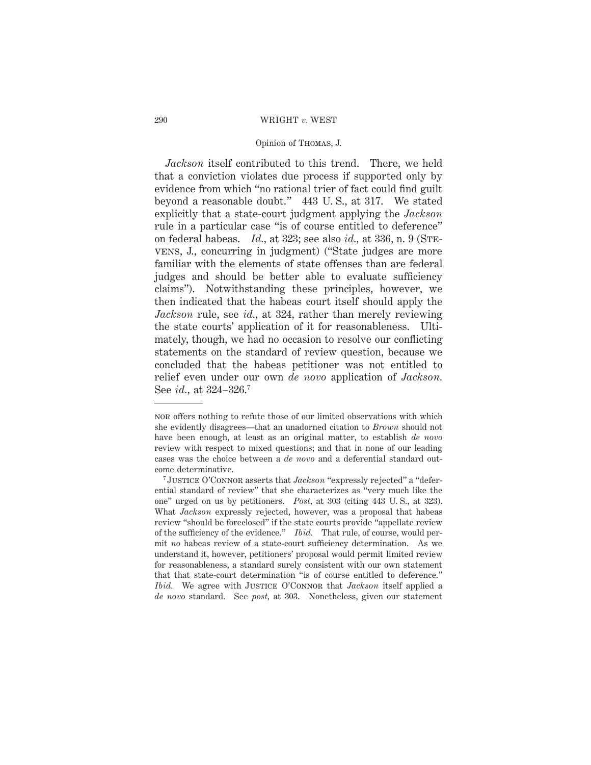*Jackson* itself contributed to this trend. There, we held that a conviction violates due process if supported only by evidence from which "no rational trier of fact could find guilt beyond a reasonable doubt." 443 U. S., at 317. We stated explicitly that a state-court judgment applying the *Jackson* rule in a particular case "is of course entitled to deference" on federal habeas. *Id.*, at 323; see also *id.*, at 336, n. 9 (Stevens, J., concurring in judgment) ("State judges are more familiar with the elements of state offenses than are federal judges and should be better able to evaluate sufficiency claims"). Notwithstanding these principles, however, we then indicated that the habeas court itself should apply the *Jackson* rule, see *id.*, at 324, rather than merely reviewing the state courts' application of it for reasonableness. Ultimately, though, we had no occasion to resolve our conflicting statements on the standard of review question, because we concluded that the habeas petitioner was not entitled to relief even under our own *de novo* application of *Jackson*. See *id.*, at 324–326.[7]

---

nor offers nothing to refute those of our limited observations with which she evidently disagrees—that an unadorned citation to *Brown* should not have been enough, at least as an original matter, to establish *de novo* review with respect to mixed questions; and that in none of our leading cases was the choice between a *de novo* and a deferential standard outcome determinative.

[7] Justice O'Connor asserts that *Jackson* "expressly rejected" a "deferential standard of review" that she characterizes as "very much like the one" urged on us by petitioners. *Post*, at 303 (citing 443 U. S., at 323). What *Jackson* expressly rejected, however, was a proposal that habeas review "should be foreclosed" if the state courts provide "appellate review of the sufficiency of the evidence." *Ibid.* That rule, of course, would permit *no* habeas review of a state-court sufficiency determination. As we understand it, however, petitioners' proposal would permit limited review for reasonableness, a standard surely consistent with our own statement that that state-court determination "is of course entitled to deference." *Ibid.* We agree with Justice O'Connor that *Jackson* itself applied a *de novo* standard. See *post*, at 303. Nonetheless, given our statement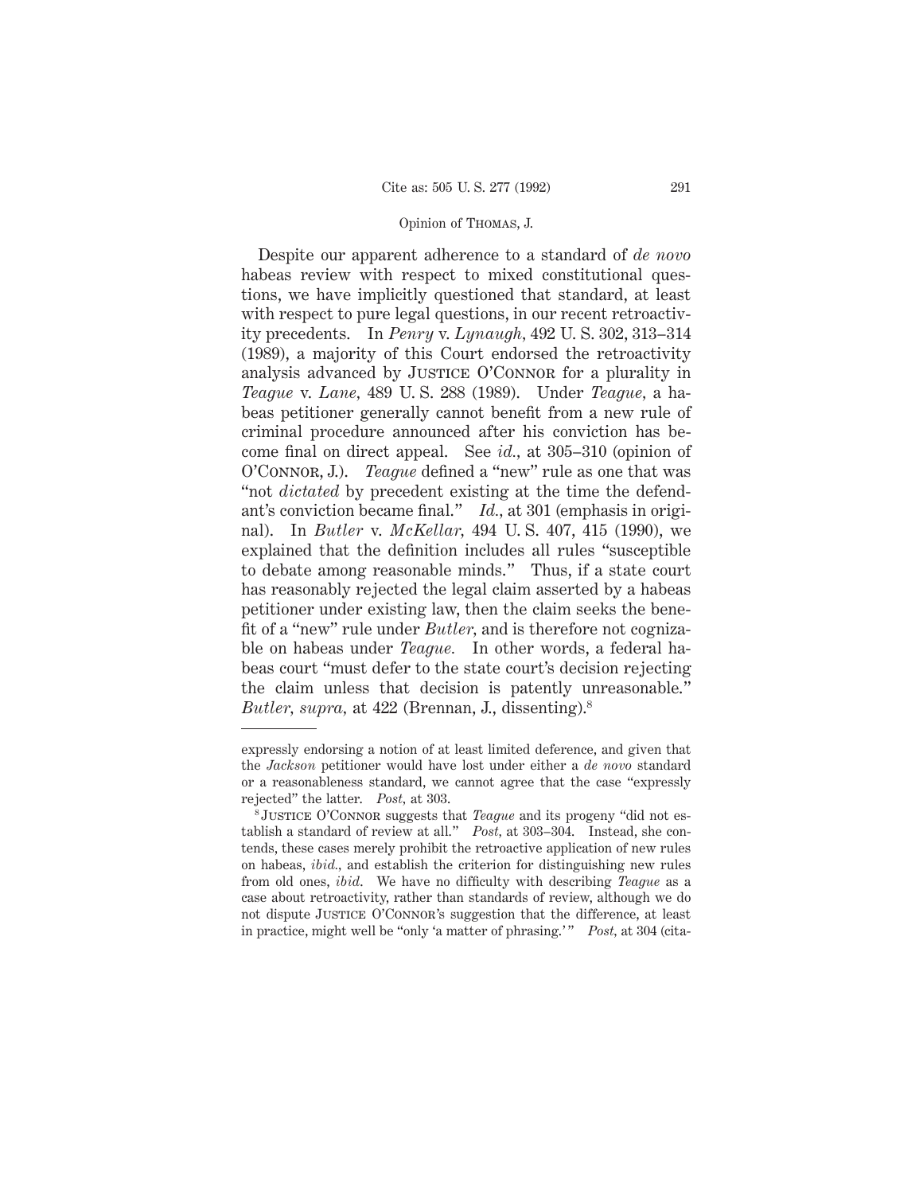Despite our apparent adherence to a standard of *de novo* habeas review with respect to mixed constitutional questions, we have implicitly questioned that standard, at least with respect to pure legal questions, in our recent retroactivity precedents. In *Penry* v. *Lynaugh*, 492 U. S. 302, 313–314 (1989), a majority of this Court endorsed the retroactivity analysis advanced by JUSTICE O'CONNOR for a plurality in *Teague* v. *Lane*, 489 U. S. 288 (1989). Under *Teague*, a habeas petitioner generally cannot benefit from a new rule of criminal procedure announced after his conviction has become final on direct appeal. See *id.*, at 305–310 (opinion of O'CONNOR, J.). *Teague* defined a "new" rule as one that was "not *dictated* by precedent existing at the time the defendant's conviction became final." *Id.*, at 301 (emphasis in original). In *Butler* v. *McKellar*, 494 U. S. 407, 415 (1990), we explained that the definition includes all rules "susceptible to debate among reasonable minds." Thus, if a state court has reasonably rejected the legal claim asserted by a habeas petitioner under existing law, then the claim seeks the benefit of a "new" rule under *Butler*, and is therefore not cognizable on habeas under *Teague*. In other words, a federal habeas court "must defer to the state court's decision rejecting the claim unless that decision is patently unreasonable." *Butler*, *supra*, at 422 (Brennan, J., dissenting).[8]

---

expressly endorsing a notion of at least limited deference, and given that the *Jackson* petitioner would have lost under either a *de novo* standard or a reasonableness standard, we cannot agree that the case "expressly rejected" the latter. *Post*, at 303.

[8] JUSTICE O'CONNOR suggests that *Teague* and its progeny "did not establish a standard of review at all." *Post*, at 303–304. Instead, she contends, these cases merely prohibit the retroactive application of new rules on habeas, *ibid.*, and establish the criterion for distinguishing new rules from old ones, *ibid.* We have no difficulty with describing *Teague* as a case about retroactivity, rather than standards of review, although we do not dispute JUSTICE O'CONNOR's suggestion that the difference, at least in practice, might well be "only 'a matter of phrasing.'" *Post*, at 304 (cita-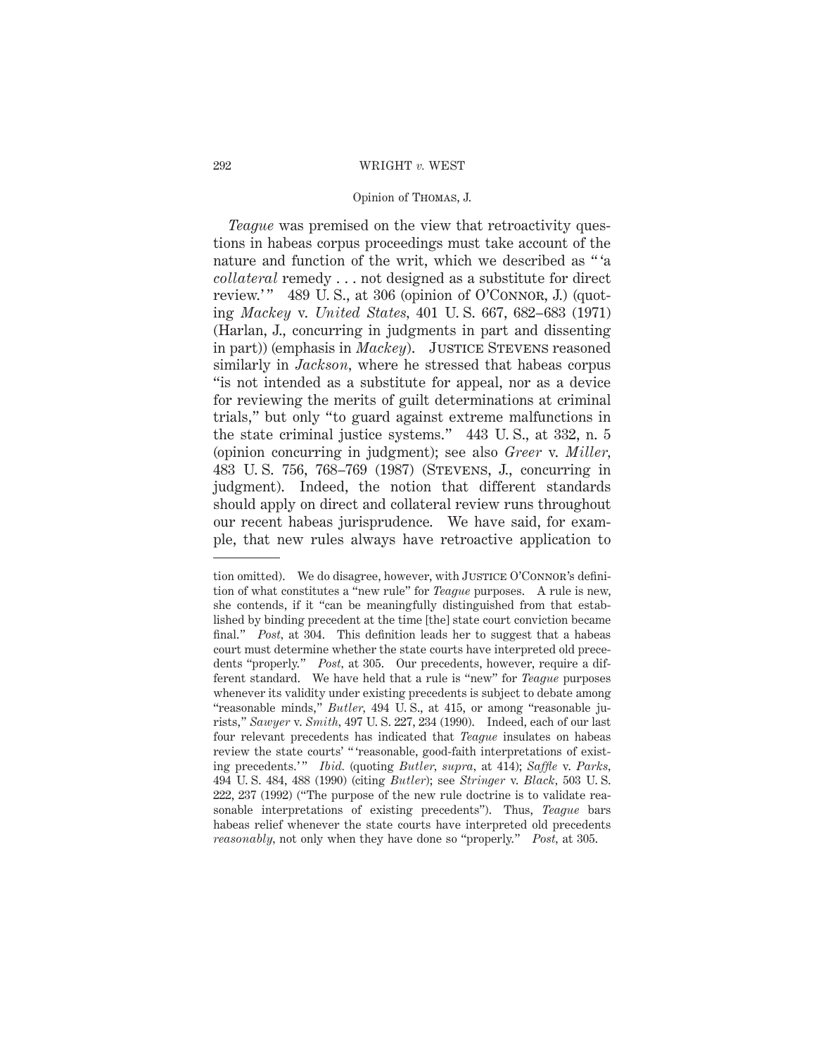*Teague* was premised on the view that retroactivity questions in habeas corpus proceedings must take account of the nature and function of the writ, which we described as "'a *collateral* remedy . . . not designed as a substitute for direct review.'" 489 U. S., at 306 (opinion of O'Connor, J.) (quoting *Mackey* v. *United States*, 401 U. S. 667, 682–683 (1971) (Harlan, J., concurring in judgments in part and dissenting in part)) (emphasis in *Mackey*). Justice Stevens reasoned similarly in *Jackson*, where he stressed that habeas corpus "is not intended as a substitute for appeal, nor as a device for reviewing the merits of guilt determinations at criminal trials," but only "to guard against extreme malfunctions in the state criminal justice systems." 443 U. S., at 332, n. 5 (opinion concurring in judgment); see also *Greer* v. *Miller*, 483 U. S. 756, 768–769 (1987) (Stevens, J., concurring in judgment). Indeed, the notion that different standards should apply on direct and collateral review runs throughout our recent habeas jurisprudence. We have said, for example, that new rules always have retroactive application to

---

tion omitted). We do disagree, however, with Justice O'Connor's definition of what constitutes a "new rule" for *Teague* purposes. A rule is new, she contends, if it "can be meaningfully distinguished from that established by binding precedent at the time [the] state court conviction became final." *Post*, at 304. This definition leads her to suggest that a habeas court must determine whether the state courts have interpreted old precedents "properly." *Post*, at 305. Our precedents, however, require a different standard. We have held that a rule is "new" for *Teague* purposes whenever its validity under existing precedents is subject to debate among "reasonable minds," *Butler*, 494 U. S., at 415, or among "reasonable jurists," *Sawyer* v. *Smith*, 497 U. S. 227, 234 (1990). Indeed, each of our last four relevant precedents has indicated that *Teague* insulates on habeas review the state courts' "'reasonable, good-faith interpretations of existing precedents.'" *Ibid.* (quoting *Butler*, *supra*, at 414); *Saffle* v. *Parks*, 494 U. S. 484, 488 (1990) (citing *Butler*); see *Stringer* v. *Black*, 503 U. S. 222, 237 (1992) ("The purpose of the new rule doctrine is to validate reasonable interpretations of existing precedents"). Thus, *Teague* bars habeas relief whenever the state courts have interpreted old precedents *reasonably*, not only when they have done so "properly." *Post*, at 305.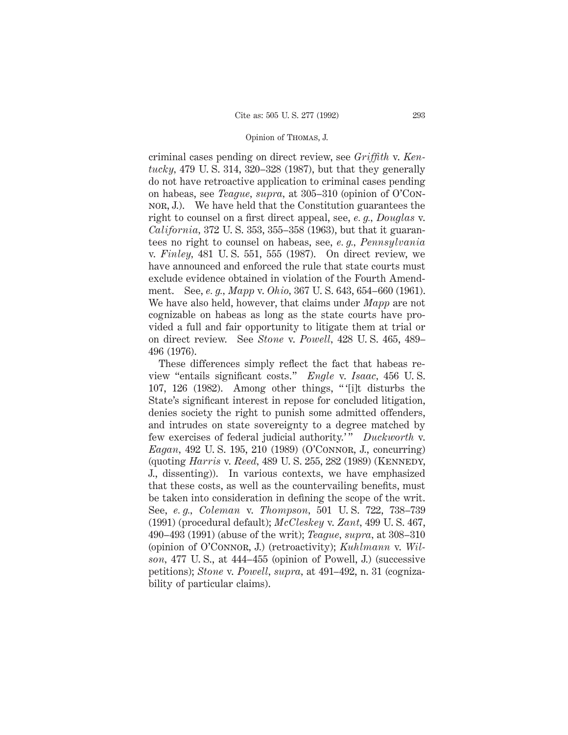criminal cases pending on direct review, see *Griffith* v. *Kentucky,* 479 U. S. 314, 320–328 (1987), but that they generally do not have retroactive application to criminal cases pending on habeas, see *Teague, supra,* at 305–310 (opinion of O'Connor, J.). We have held that the Constitution guarantees the right to counsel on a first direct appeal, see, *e. g., Douglas* v. *California,* 372 U. S. 353, 355–358 (1963), but that it guarantees no right to counsel on habeas, see, *e. g., Pennsylvania* v. *Finley,* 481 U. S. 551, 555 (1987). On direct review, we have announced and enforced the rule that state courts must exclude evidence obtained in violation of the Fourth Amendment. See, *e. g., Mapp* v. *Ohio,* 367 U. S. 643, 654–660 (1961). We have also held, however, that claims under *Mapp* are not cognizable on habeas as long as the state courts have provided a full and fair opportunity to litigate them at trial or on direct review. See *Stone* v. *Powell,* 428 U. S. 465, 489–496 (1976).

These differences simply reflect the fact that habeas review "entails significant costs." *Engle* v. *Isaac,* 456 U. S. 107, 126 (1982). Among other things, "'[i]t disturbs the State's significant interest in repose for concluded litigation, denies society the right to punish some admitted offenders, and intrudes on state sovereignty to a degree matched by few exercises of federal judicial authority.'" *Duckworth* v. *Eagan,* 492 U. S. 195, 210 (1989) (O'Connor, J., concurring) (quoting *Harris* v. *Reed,* 489 U. S. 255, 282 (1989) (Kennedy, J., dissenting)). In various contexts, we have emphasized that these costs, as well as the countervailing benefits, must be taken into consideration in defining the scope of the writ. See, *e. g., Coleman* v. *Thompson,* 501 U. S. 722, 738–739 (1991) (procedural default); *McCleskey* v. *Zant,* 499 U. S. 467, 490–493 (1991) (abuse of the writ); *Teague, supra,* at 308–310 (opinion of O'Connor, J.) (retroactivity); *Kuhlmann* v. *Wilson,* 477 U. S., at 444–455 (opinion of Powell, J.) (successive petitions); *Stone* v. *Powell, supra,* at 491–492, n. 31 (cognizability of particular claims).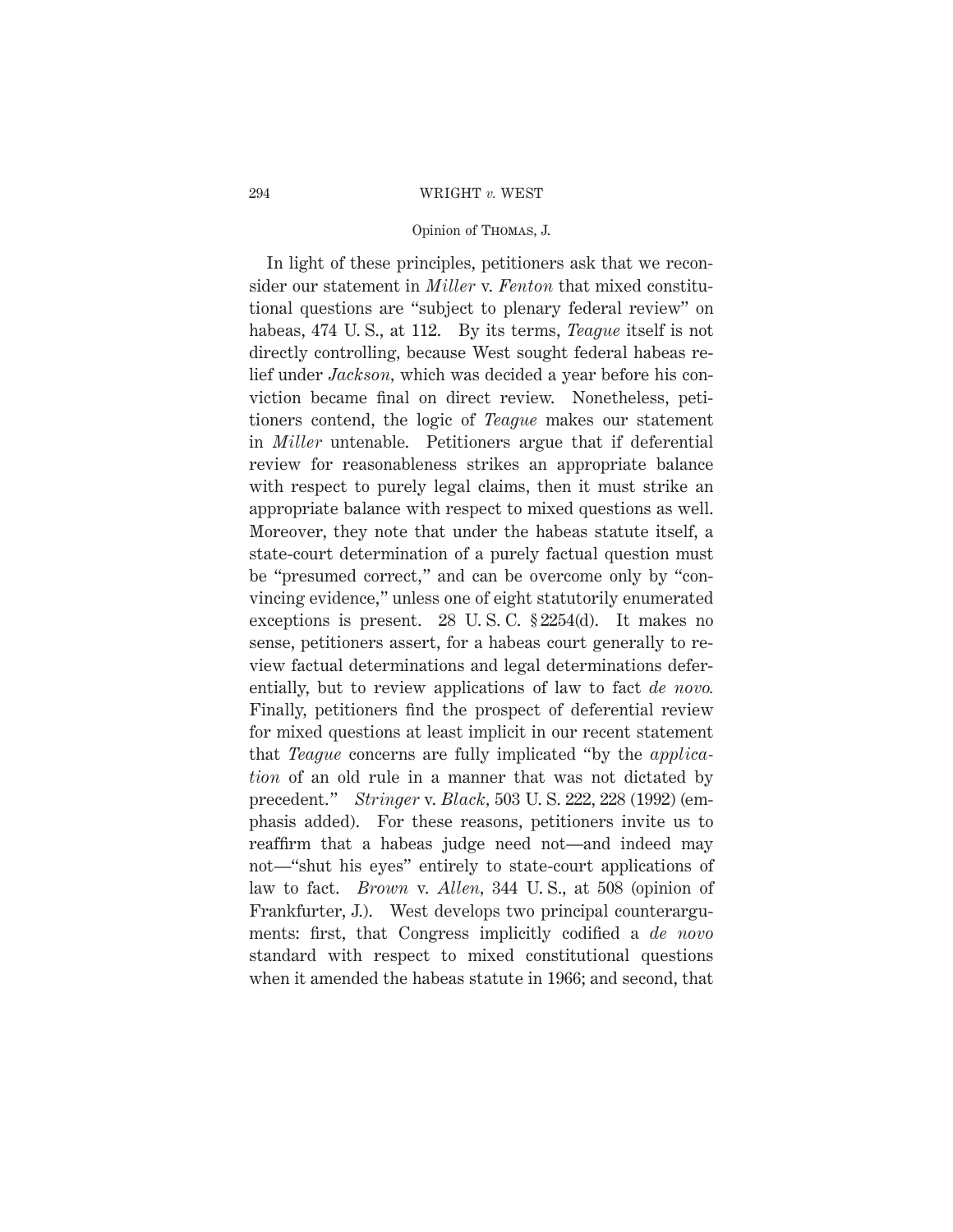In light of these principles, petitioners ask that we reconsider our statement in *Miller* v. *Fenton* that mixed constitutional questions are "subject to plenary federal review" on habeas, 474 U. S., at 112. By its terms, *Teague* itself is not directly controlling, because West sought federal habeas relief under *Jackson*, which was decided a year before his conviction became final on direct review. Nonetheless, petitioners contend, the logic of *Teague* makes our statement in *Miller* untenable. Petitioners argue that if deferential review for reasonableness strikes an appropriate balance with respect to purely legal claims, then it must strike an appropriate balance with respect to mixed questions as well. Moreover, they note that under the habeas statute itself, a state-court determination of a purely factual question must be "presumed correct," and can be overcome only by "convincing evidence," unless one of eight statutorily enumerated exceptions is present. 28 U. S. C. § 2254(d). It makes no sense, petitioners assert, for a habeas court generally to review factual determinations and legal determinations deferentially, but to review applications of law to fact *de novo*. Finally, petitioners find the prospect of deferential review for mixed questions at least implicit in our recent statement that *Teague* concerns are fully implicated "by the *application* of an old rule in a manner that was not dictated by precedent." *Stringer* v. *Black*, 503 U. S. 222, 228 (1992) (emphasis added). For these reasons, petitioners invite us to reaffirm that a habeas judge need not—and indeed may not—"shut his eyes" entirely to state-court applications of law to fact. *Brown* v. *Allen*, 344 U. S., at 508 (opinion of Frankfurter, J.). West develops two principal counterarguments: first, that Congress implicitly codified a *de novo* standard with respect to mixed constitutional questions when it amended the habeas statute in 1966; and second, that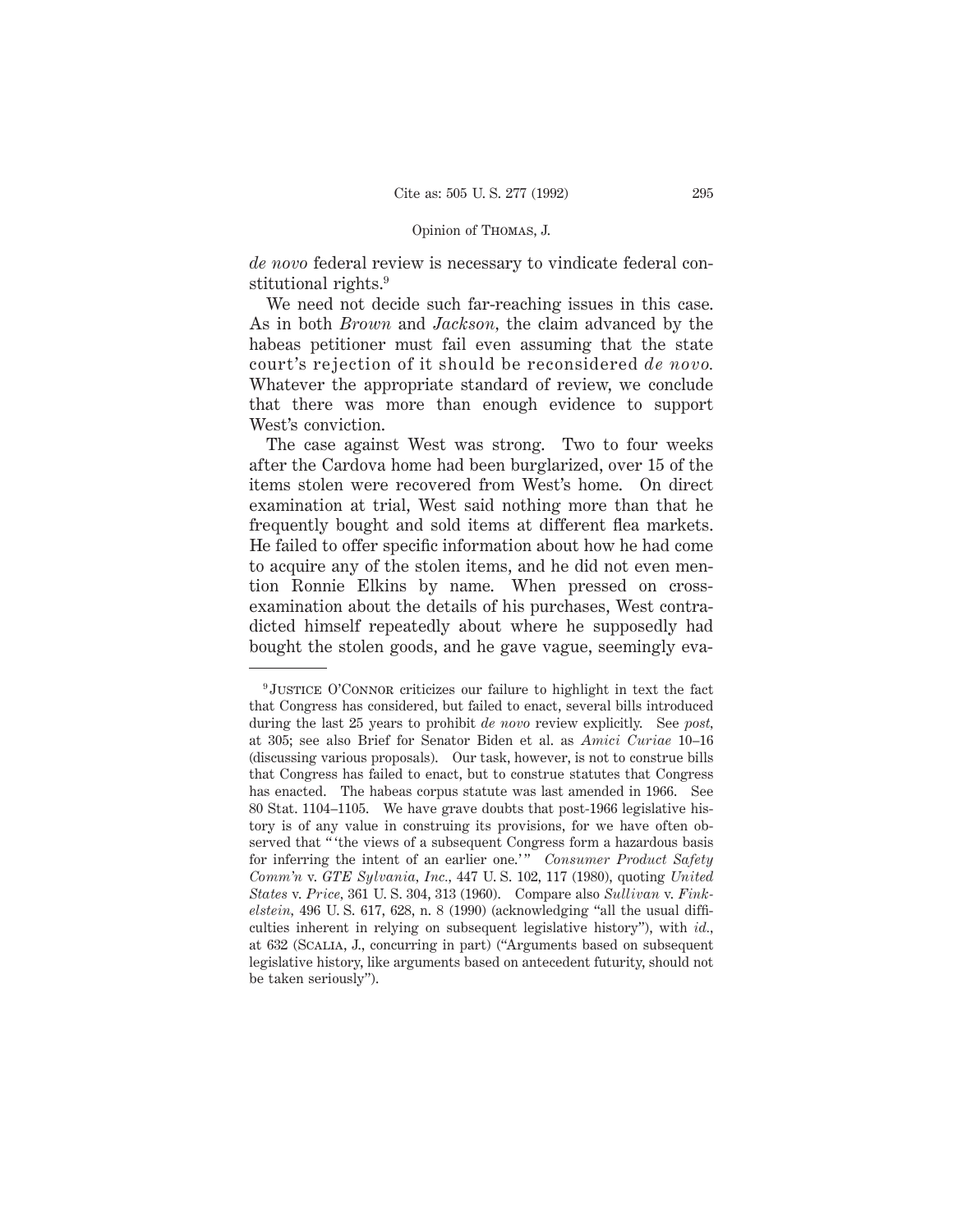*de novo* federal review is necessary to vindicate federal constitutional rights.[9]

We need not decide such far-reaching issues in this case. As in both *Brown* and *Jackson*, the claim advanced by the habeas petitioner must fail even assuming that the state court's rejection of it should be reconsidered *de novo.* Whatever the appropriate standard of review, we conclude that there was more than enough evidence to support West's conviction.

The case against West was strong. Two to four weeks after the Cardova home had been burglarized, over 15 of the items stolen were recovered from West's home. On direct examination at trial, West said nothing more than that he frequently bought and sold items at different flea markets. He failed to offer specific information about how he had come to acquire any of the stolen items, and he did not even mention Ronnie Elkins by name. When pressed on cross-examination about the details of his purchases, West contradicted himself repeatedly about where he supposedly had bought the stolen goods, and he gave vague, seemingly eva-

---

[9] JUSTICE O'CONNOR criticizes our failure to highlight in text the fact that Congress has considered, but failed to enact, several bills introduced during the last 25 years to prohibit *de novo* review explicitly. See *post*, at 305; see also Brief for Senator Biden et al. as *Amici Curiae* 10–16 (discussing various proposals). Our task, however, is not to construe bills that Congress has failed to enact, but to construe statutes that Congress has enacted. The habeas corpus statute was last amended in 1966. See 80 Stat. 1104–1105. We have grave doubts that post-1966 legislative history is of any value in construing its provisions, for we have often observed that "'the views of a subsequent Congress form a hazardous basis for inferring the intent of an earlier one.'" *Consumer Product Safety Comm'n* v. *GTE Sylvania, Inc.*, 447 U. S. 102, 117 (1980), quoting *United States* v. *Price*, 361 U. S. 304, 313 (1960). Compare also *Sullivan* v. *Finkelstein*, 496 U. S. 617, 628, n. 8 (1990) (acknowledging "all the usual difficulties inherent in relying on subsequent legislative history"), with *id.*, at 632 (SCALIA, J., concurring in part) ("Arguments based on subsequent legislative history, like arguments based on antecedent futurity, should not be taken seriously").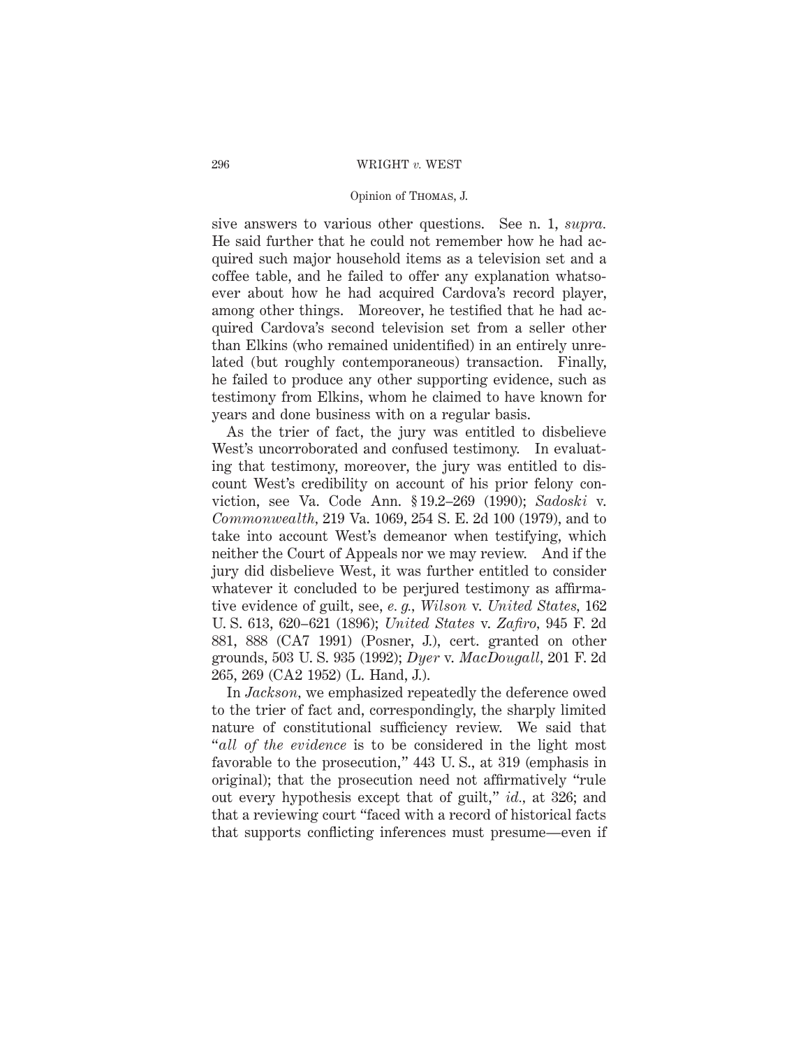sive answers to various other questions. See n. 1, *supra.* He said further that he could not remember how he had acquired such major household items as a television set and a coffee table, and he failed to offer any explanation whatsoever about how he had acquired Cardova's record player, among other things. Moreover, he testified that he had acquired Cardova's second television set from a seller other than Elkins (who remained unidentified) in an entirely unrelated (but roughly contemporaneous) transaction. Finally, he failed to produce any other supporting evidence, such as testimony from Elkins, whom he claimed to have known for years and done business with on a regular basis.

As the trier of fact, the jury was entitled to disbelieve West's uncorroborated and confused testimony. In evaluating that testimony, moreover, the jury was entitled to discount West's credibility on account of his prior felony conviction, see Va. Code Ann. § 19.2–269 (1990); *Sadoski* v. *Commonwealth,* 219 Va. 1069, 254 S. E. 2d 100 (1979), and to take into account West's demeanor when testifying, which neither the Court of Appeals nor we may review. And if the jury did disbelieve West, it was further entitled to consider whatever it concluded to be perjured testimony as affirmative evidence of guilt, see, *e. g., Wilson* v. *United States,* 162 U. S. 613, 620–621 (1896); *United States* v. *Zafiro,* 945 F. 2d 881, 888 (CA7 1991) (Posner, J.), cert. granted on other grounds, 503 U. S. 935 (1992); *Dyer* v. *MacDougall,* 201 F. 2d 265, 269 (CA2 1952) (L. Hand, J.).

In *Jackson,* we emphasized repeatedly the deference owed to the trier of fact and, correspondingly, the sharply limited nature of constitutional sufficiency review. We said that "*all of the evidence* is to be considered in the light most favorable to the prosecution," 443 U. S., at 319 (emphasis in original); that the prosecution need not affirmatively "rule out every hypothesis except that of guilt," *id.,* at 326; and that a reviewing court "faced with a record of historical facts that supports conflicting inferences must presume—even if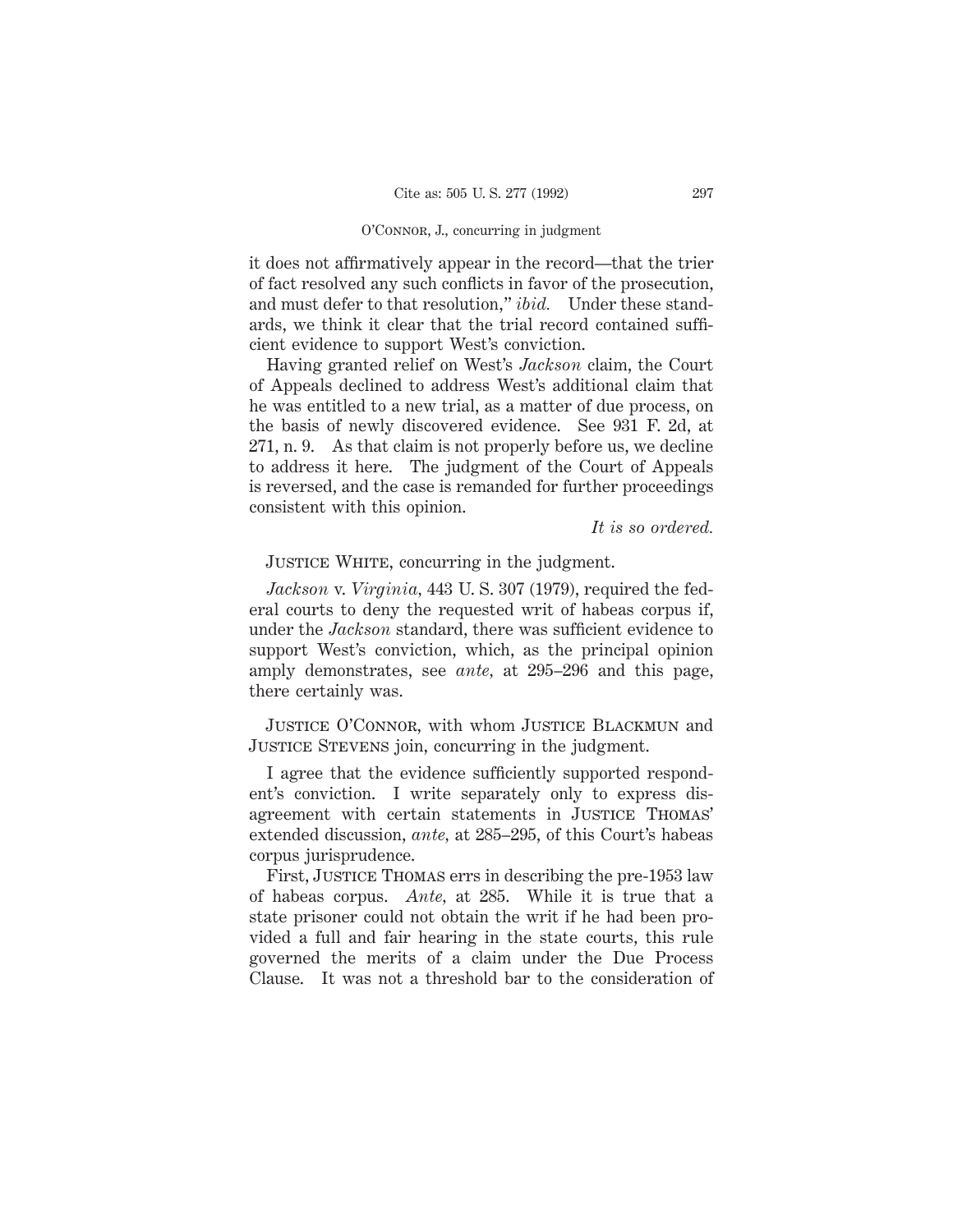it does not affirmatively appear in the record—that the trier of fact resolved any such conflicts in favor of the prosecution, and must defer to that resolution," *ibid.* Under these standards, we think it clear that the trial record contained sufficient evidence to support West's conviction.

Having granted relief on West's *Jackson* claim, the Court of Appeals declined to address West's additional claim that he was entitled to a new trial, as a matter of due process, on the basis of newly discovered evidence. See 931 F. 2d, at 271, n. 9. As that claim is not properly before us, we decline to address it here. The judgment of the Court of Appeals is reversed, and the case is remanded for further proceedings consistent with this opinion.

*It is so ordered.*

Justice White, concurring in the judgment.

*Jackson* v. *Virginia*, 443 U. S. 307 (1979), required the federal courts to deny the requested writ of habeas corpus if, under the *Jackson* standard, there was sufficient evidence to support West's conviction, which, as the principal opinion amply demonstrates, see *ante*, at 295–296 and this page, there certainly was.

Justice O'Connor, with whom Justice Blackmun and Justice Stevens join, concurring in the judgment.

I agree that the evidence sufficiently supported respondent's conviction. I write separately only to express disagreement with certain statements in Justice Thomas' extended discussion, *ante*, at 285–295, of this Court's habeas corpus jurisprudence.

First, Justice Thomas errs in describing the pre-1953 law of habeas corpus. *Ante*, at 285. While it is true that a state prisoner could not obtain the writ if he had been provided a full and fair hearing in the state courts, this rule governed the merits of a claim under the Due Process Clause. It was not a threshold bar to the consideration of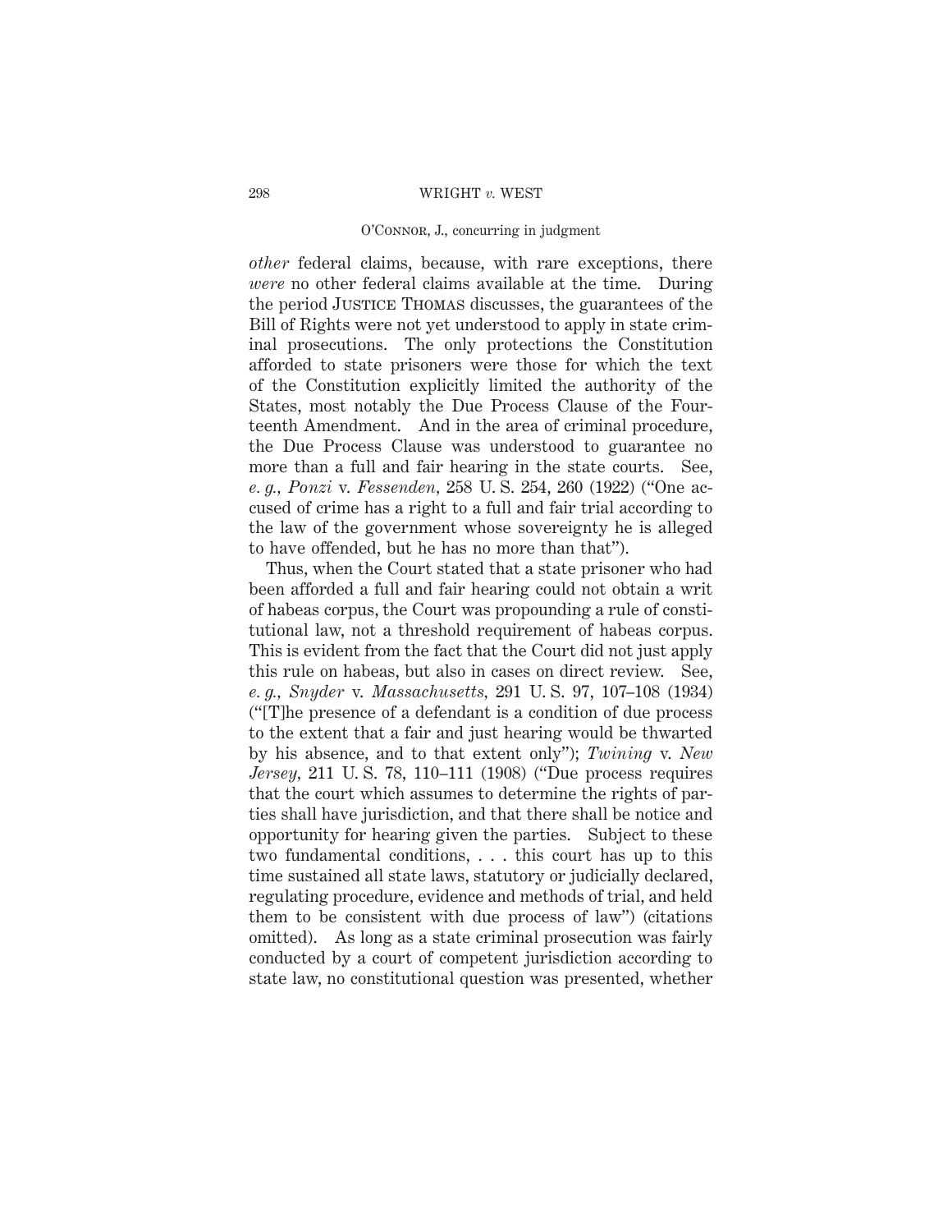*other* federal claims, because, with rare exceptions, there *were* no other federal claims available at the time. During the period JUSTICE THOMAS discusses, the guarantees of the Bill of Rights were not yet understood to apply in state criminal prosecutions. The only protections the Constitution afforded to state prisoners were those for which the text of the Constitution explicitly limited the authority of the States, most notably the Due Process Clause of the Fourteenth Amendment. And in the area of criminal procedure, the Due Process Clause was understood to guarantee no more than a full and fair hearing in the state courts. See, *e. g., Ponzi* v. *Fessenden,* 258 U. S. 254, 260 (1922) ("One accused of crime has a right to a full and fair trial according to the law of the government whose sovereignty he is alleged to have offended, but he has no more than that").

Thus, when the Court stated that a state prisoner who had been afforded a full and fair hearing could not obtain a writ of habeas corpus, the Court was propounding a rule of constitutional law, not a threshold requirement of habeas corpus. This is evident from the fact that the Court did not just apply this rule on habeas, but also in cases on direct review. See, *e. g., Snyder* v. *Massachusetts,* 291 U. S. 97, 107–108 (1934) ("[T]he presence of a defendant is a condition of due process to the extent that a fair and just hearing would be thwarted by his absence, and to that extent only"); *Twining* v. *New Jersey,* 211 U. S. 78, 110–111 (1908) ("Due process requires that the court which assumes to determine the rights of parties shall have jurisdiction, and that there shall be notice and opportunity for hearing given the parties. Subject to these two fundamental conditions, . . . this court has up to this time sustained all state laws, statutory or judicially declared, regulating procedure, evidence and methods of trial, and held them to be consistent with due process of law") (citations omitted). As long as a state criminal prosecution was fairly conducted by a court of competent jurisdiction according to state law, no constitutional question was presented, whether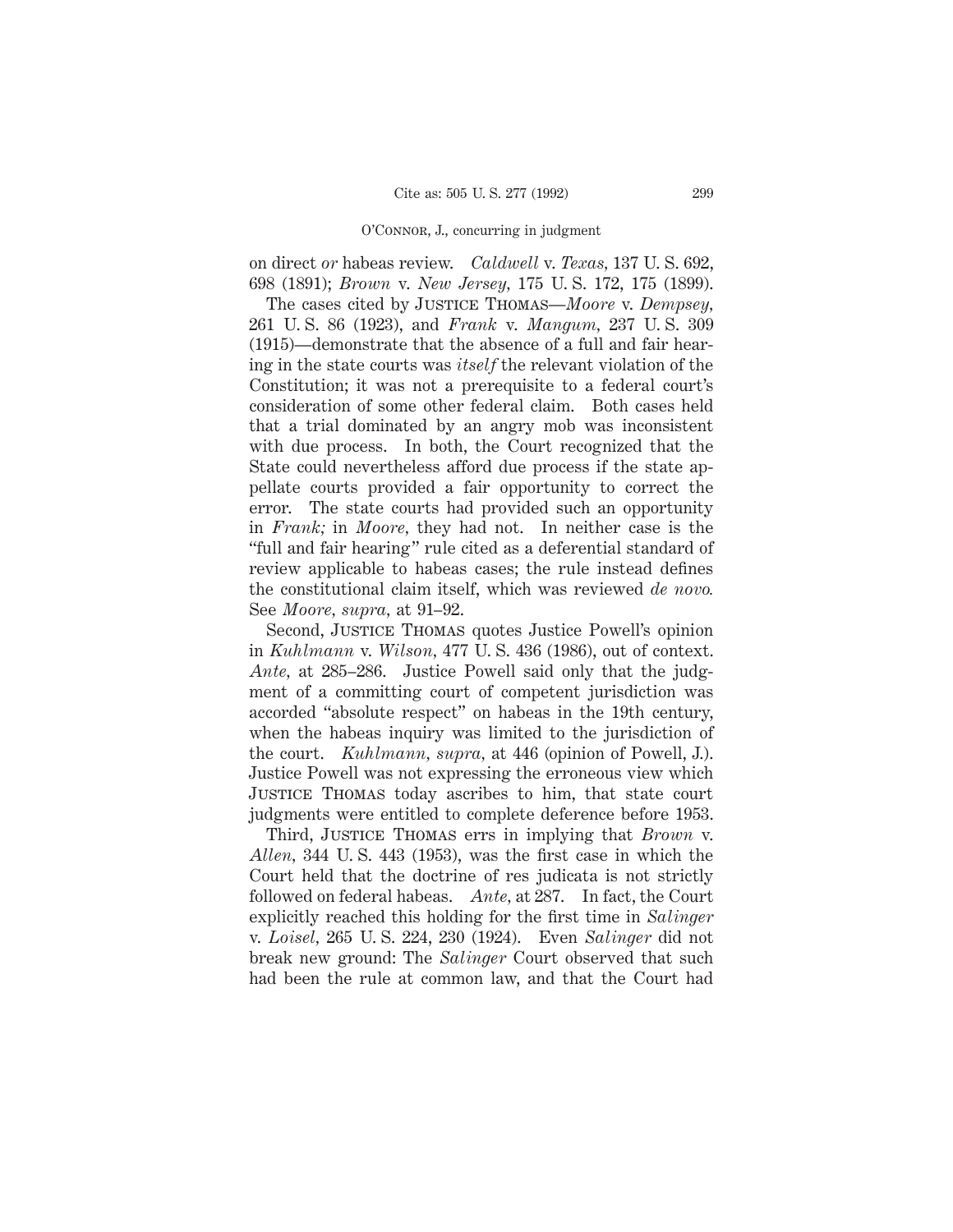on direct *or* habeas review. *Caldwell* v. *Texas,* 137 U. S. 692, 698 (1891); *Brown* v. *New Jersey,* 175 U. S. 172, 175 (1899).

The cases cited by Justice Thomas—*Moore* v. *Dempsey,* 261 U. S. 86 (1923), and *Frank* v. *Mangum,* 237 U. S. 309 (1915)—demonstrate that the absence of a full and fair hearing in the state courts was *itself* the relevant violation of the Constitution; it was not a prerequisite to a federal court's consideration of some other federal claim. Both cases held that a trial dominated by an angry mob was inconsistent with due process. In both, the Court recognized that the State could nevertheless afford due process if the state appellate courts provided a fair opportunity to correct the error. The state courts had provided such an opportunity in *Frank;* in *Moore,* they had not. In neither case is the "full and fair hearing" rule cited as a deferential standard of review applicable to habeas cases; the rule instead defines the constitutional claim itself, which was reviewed *de novo.* See *Moore, supra,* at 91–92.

Second, Justice Thomas quotes Justice Powell's opinion in *Kuhlmann* v. *Wilson,* 477 U. S. 436 (1986), out of context. *Ante,* at 285–286. Justice Powell said only that the judgment of a committing court of competent jurisdiction was accorded "absolute respect" on habeas in the 19th century, when the habeas inquiry was limited to the jurisdiction of the court. *Kuhlmann, supra,* at 446 (opinion of Powell, J.). Justice Powell was not expressing the erroneous view which Justice Thomas today ascribes to him, that state court judgments were entitled to complete deference before 1953.

Third, Justice Thomas errs in implying that *Brown* v. *Allen,* 344 U. S. 443 (1953), was the first case in which the Court held that the doctrine of res judicata is not strictly followed on federal habeas. *Ante,* at 287. In fact, the Court explicitly reached this holding for the first time in *Salinger* v. *Loisel,* 265 U. S. 224, 230 (1924). Even *Salinger* did not break new ground: The *Salinger* Court observed that such had been the rule at common law, and that the Court had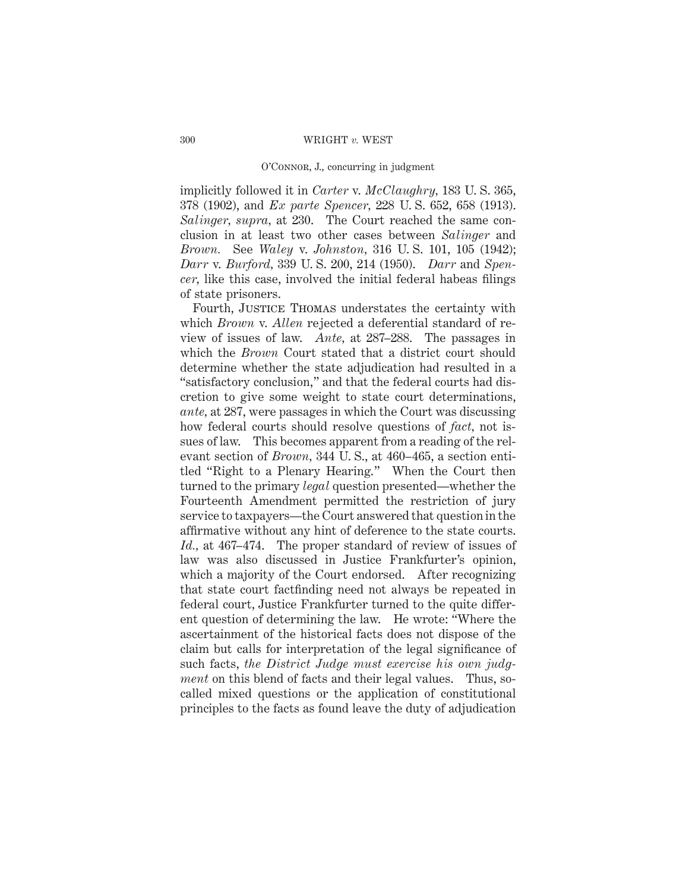implicitly followed it in *Carter* v. *McClaughry*, 183 U. S. 365, 378 (1902), and *Ex parte Spencer*, 228 U. S. 652, 658 (1913). *Salinger*, *supra*, at 230. The Court reached the same conclusion in at least two other cases between *Salinger* and *Brown*. See *Waley* v. *Johnston*, 316 U. S. 101, 105 (1942); *Darr* v. *Burford*, 339 U. S. 200, 214 (1950). *Darr* and *Spencer*, like this case, involved the initial federal habeas filings of state prisoners.

Fourth, JUSTICE THOMAS understates the certainty with which *Brown* v. *Allen* rejected a deferential standard of review of issues of law. *Ante*, at 287–288. The passages in which the *Brown* Court stated that a district court should determine whether the state adjudication had resulted in a "satisfactory conclusion," and that the federal courts had discretion to give some weight to state court determinations, *ante*, at 287, were passages in which the Court was discussing how federal courts should resolve questions of *fact*, not issues of law. This becomes apparent from a reading of the relevant section of *Brown*, 344 U. S., at 460–465, a section entitled "Right to a Plenary Hearing." When the Court then turned to the primary *legal* question presented—whether the Fourteenth Amendment permitted the restriction of jury service to taxpayers—the Court answered that question in the affirmative without any hint of deference to the state courts. *Id.*, at 467–474. The proper standard of review of issues of law was also discussed in Justice Frankfurter's opinion, which a majority of the Court endorsed. After recognizing that state court factfinding need not always be repeated in federal court, Justice Frankfurter turned to the quite different question of determining the law. He wrote: "Where the ascertainment of the historical facts does not dispose of the claim but calls for interpretation of the legal significance of such facts, *the District Judge must exercise his own judgment* on this blend of facts and their legal values. Thus, so-called mixed questions or the application of constitutional principles to the facts as found leave the duty of adjudication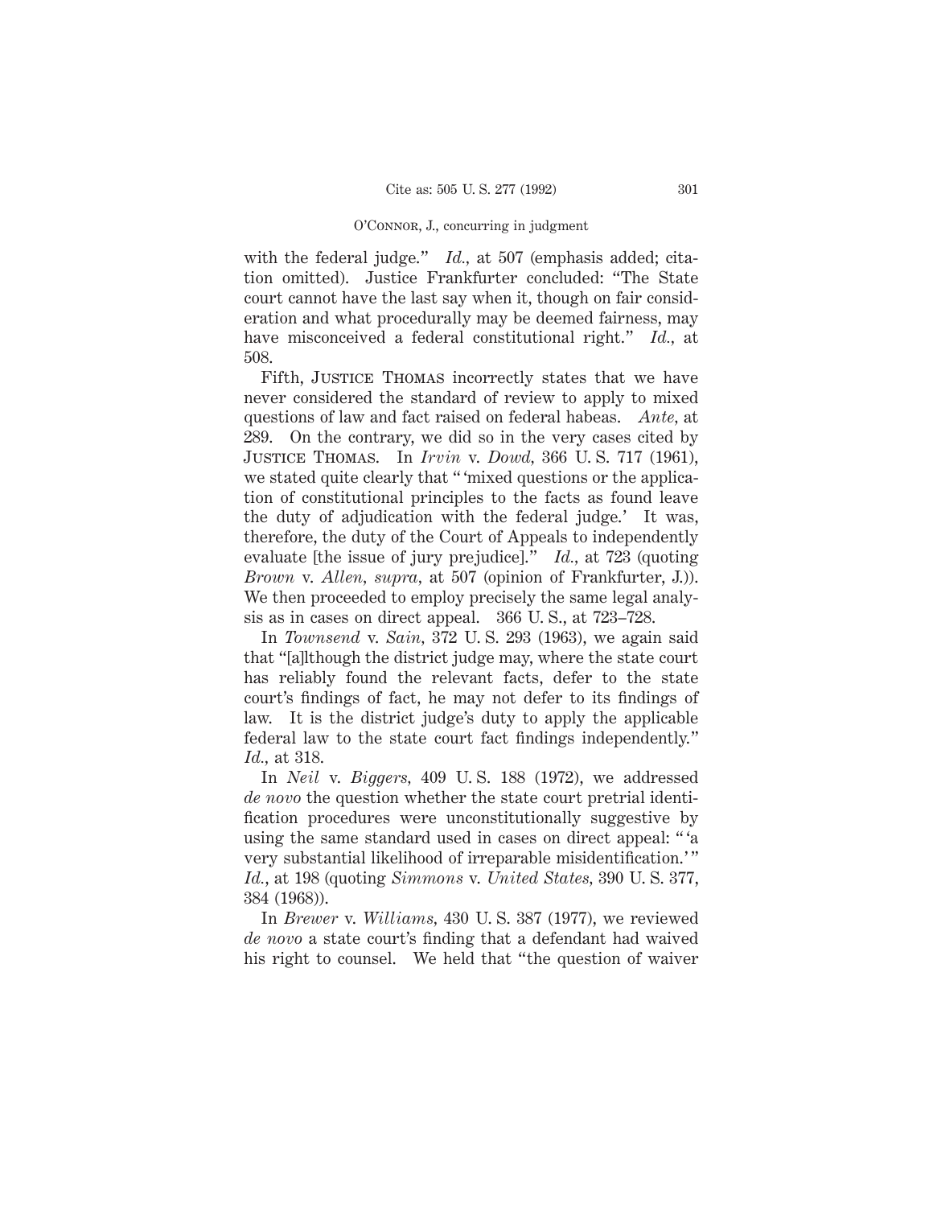with the federal judge." *Id.,* at 507 (emphasis added; citation omitted). Justice Frankfurter concluded: "The State court cannot have the last say when it, though on fair consideration and what procedurally may be deemed fairness, may have misconceived a federal constitutional right." *Id.,* at 508.

Fifth, Justice Thomas incorrectly states that we have never considered the standard of review to apply to mixed questions of law and fact raised on federal habeas. *Ante,* at 289. On the contrary, we did so in the very cases cited by Justice Thomas. In *Irvin* v. *Dowd,* 366 U. S. 717 (1961), we stated quite clearly that "'mixed questions or the application of constitutional principles to the facts as found leave the duty of adjudication with the federal judge.' It was, therefore, the duty of the Court of Appeals to independently evaluate [the issue of jury prejudice]." *Id.,* at 723 (quoting *Brown* v. *Allen, supra,* at 507 (opinion of Frankfurter, J.)). We then proceeded to employ precisely the same legal analysis as in cases on direct appeal. 366 U. S., at 723–728.

In *Townsend* v. *Sain,* 372 U. S. 293 (1963), we again said that "[a]lthough the district judge may, where the state court has reliably found the relevant facts, defer to the state court's findings of fact, he may not defer to its findings of law. It is the district judge's duty to apply the applicable federal law to the state court fact findings independently." *Id.,* at 318.

In *Neil* v. *Biggers,* 409 U. S. 188 (1972), we addressed *de novo* the question whether the state court pretrial identification procedures were unconstitutionally suggestive by using the same standard used in cases on direct appeal: "'a very substantial likelihood of irreparable misidentification.'" *Id.,* at 198 (quoting *Simmons* v. *United States,* 390 U. S. 377, 384 (1968)).

In *Brewer* v. *Williams,* 430 U. S. 387 (1977), we reviewed *de novo* a state court's finding that a defendant had waived his right to counsel. We held that "the question of waiver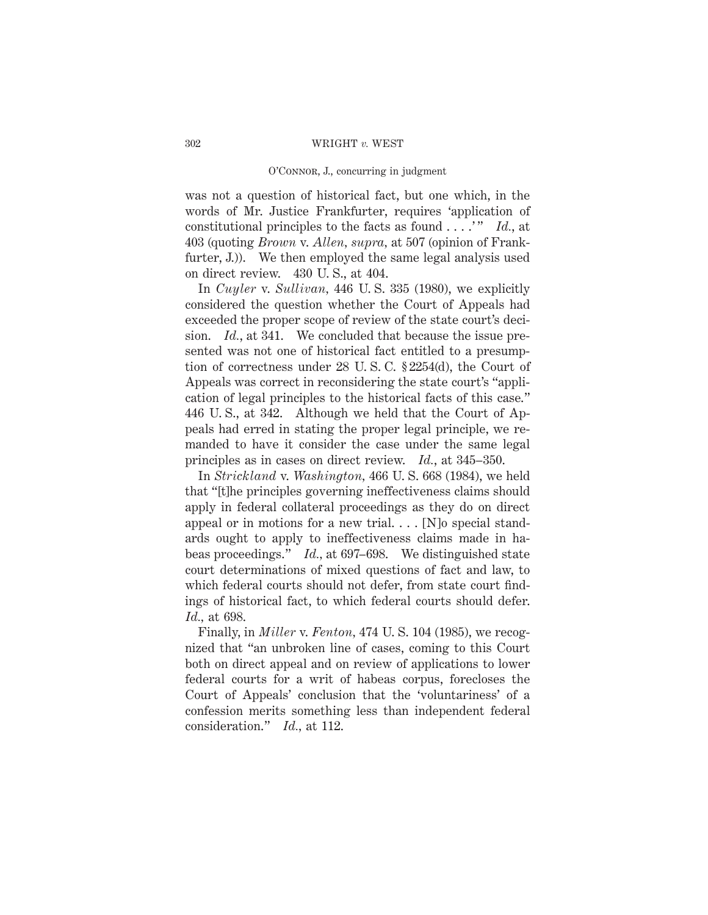was not a question of historical fact, but one which, in the words of Mr. Justice Frankfurter, requires 'application of constitutional principles to the facts as found . . . .'" *Id.*, at 403 (quoting *Brown* v. *Allen, supra*, at 507 (opinion of Frankfurter, J.)). We then employed the same legal analysis used on direct review. 430 U. S., at 404.

In *Cuyler* v. *Sullivan*, 446 U. S. 335 (1980), we explicitly considered the question whether the Court of Appeals had exceeded the proper scope of review of the state court's decision. *Id.*, at 341. We concluded that because the issue presented was not one of historical fact entitled to a presumption of correctness under 28 U. S. C. § 2254(d), the Court of Appeals was correct in reconsidering the state court's "application of legal principles to the historical facts of this case." 446 U. S., at 342. Although we held that the Court of Appeals had erred in stating the proper legal principle, we remanded to have it consider the case under the same legal principles as in cases on direct review. *Id.*, at 345–350.

In *Strickland* v. *Washington*, 466 U. S. 668 (1984), we held that "[t]he principles governing ineffectiveness claims should apply in federal collateral proceedings as they do on direct appeal or in motions for a new trial. . . . [N]o special standards ought to apply to ineffectiveness claims made in habeas proceedings." *Id.*, at 697–698. We distinguished state court determinations of mixed questions of fact and law, to which federal courts should not defer, from state court findings of historical fact, to which federal courts should defer. *Id.*, at 698.

Finally, in *Miller* v. *Fenton*, 474 U. S. 104 (1985), we recognized that "an unbroken line of cases, coming to this Court both on direct appeal and on review of applications to lower federal courts for a writ of habeas corpus, forecloses the Court of Appeals' conclusion that the 'voluntariness' of a confession merits something less than independent federal consideration." *Id.*, at 112.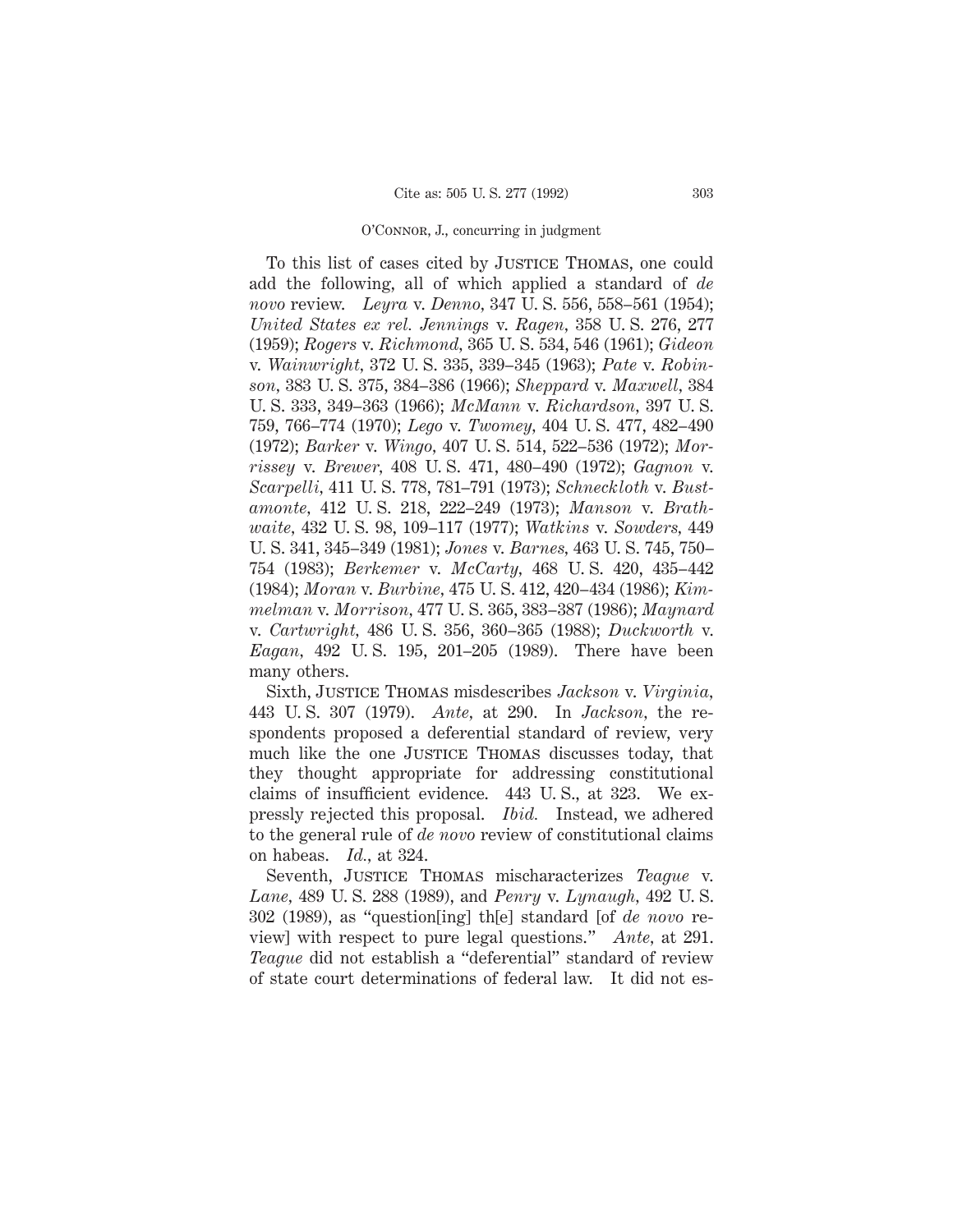To this list of cases cited by JUSTICE THOMAS, one could add the following, all of which applied a standard of *de novo* review. *Leyra* v. *Denno*, 347 U. S. 556, 558–561 (1954); *United States ex rel. Jennings* v. *Ragen*, 358 U. S. 276, 277 (1959); *Rogers* v. *Richmond*, 365 U. S. 534, 546 (1961); *Gideon* v. *Wainwright*, 372 U. S. 335, 339–345 (1963); *Pate* v. *Robinson*, 383 U. S. 375, 384–386 (1966); *Sheppard* v. *Maxwell*, 384 U. S. 333, 349–363 (1966); *McMann* v. *Richardson*, 397 U. S. 759, 766–774 (1970); *Lego* v. *Twomey*, 404 U. S. 477, 482–490 (1972); *Barker* v. *Wingo*, 407 U. S. 514, 522–536 (1972); *Morrissey* v. *Brewer*, 408 U. S. 471, 480–490 (1972); *Gagnon* v. *Scarpelli*, 411 U. S. 778, 781–791 (1973); *Schneckloth* v. *Bustamonte*, 412 U. S. 218, 222–249 (1973); *Manson* v. *Brathwaite*, 432 U. S. 98, 109–117 (1977); *Watkins* v. *Sowders*, 449 U. S. 341, 345–349 (1981); *Jones* v. *Barnes*, 463 U. S. 745, 750–754 (1983); *Berkemer* v. *McCarty*, 468 U. S. 420, 435–442 (1984); *Moran* v. *Burbine*, 475 U. S. 412, 420–434 (1986); *Kimmelman* v. *Morrison*, 477 U. S. 365, 383–387 (1986); *Maynard* v. *Cartwright*, 486 U. S. 356, 360–365 (1988); *Duckworth* v. *Eagan*, 492 U. S. 195, 201–205 (1989). There have been many others.

Sixth, JUSTICE THOMAS misdescribes *Jackson* v. *Virginia*, 443 U. S. 307 (1979). *Ante*, at 290. In *Jackson*, the respondents proposed a deferential standard of review, very much like the one JUSTICE THOMAS discusses today, that they thought appropriate for addressing constitutional claims of insufficient evidence. 443 U. S., at 323. We expressly rejected this proposal. *Ibid.* Instead, we adhered to the general rule of *de novo* review of constitutional claims on habeas. *Id.*, at 324.

Seventh, JUSTICE THOMAS mischaracterizes *Teague* v. *Lane*, 489 U. S. 288 (1989), and *Penry* v. *Lynaugh*, 492 U. S. 302 (1989), as "question[ing] th[e] standard [of *de novo* review] with respect to pure legal questions." *Ante*, at 291. *Teague* did not establish a "deferential" standard of review of state court determinations of federal law. It did not es-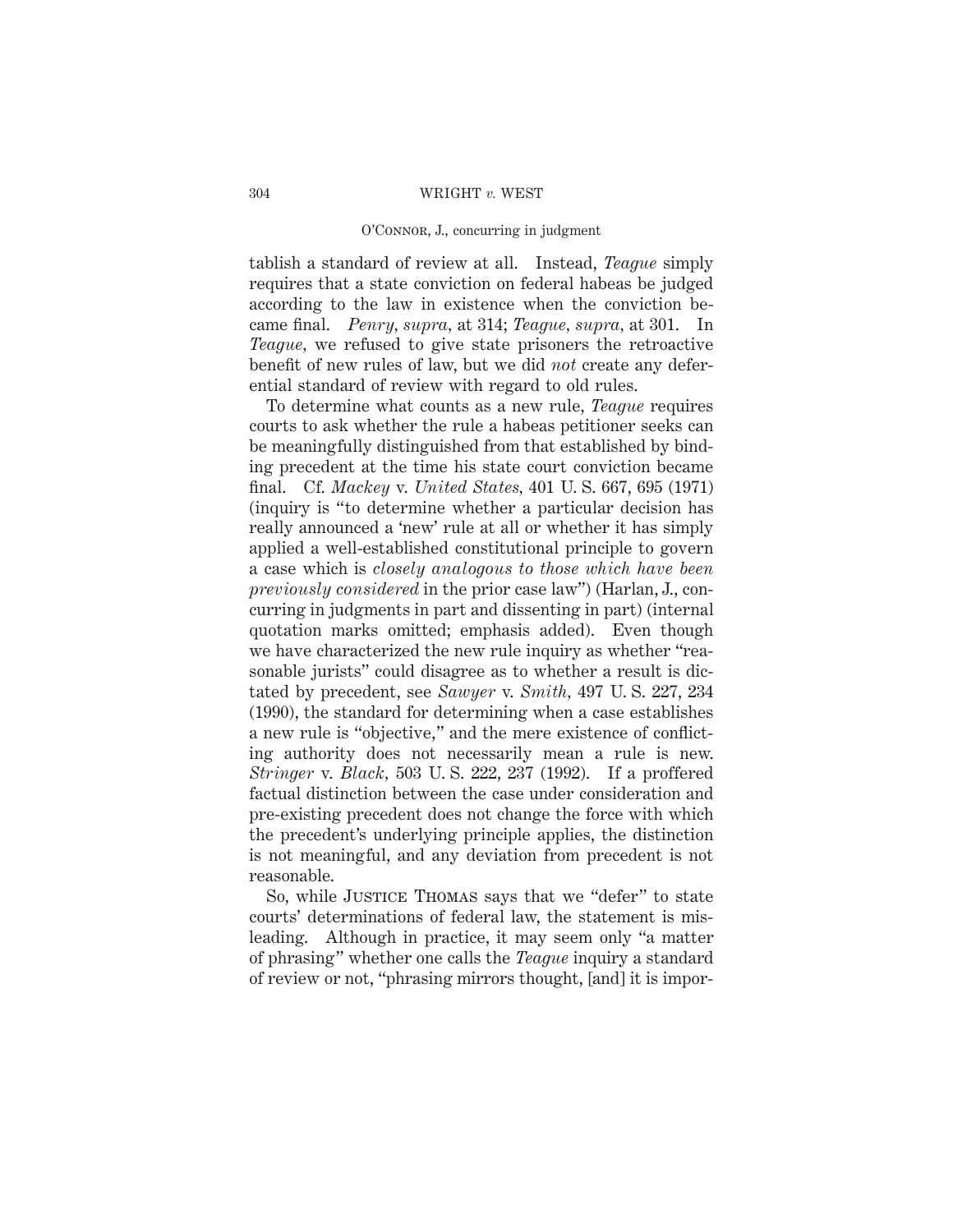tablish a standard of review at all. Instead, *Teague* simply requires that a state conviction on federal habeas be judged according to the law in existence when the conviction became final. *Penry*, *supra*, at 314; *Teague*, *supra*, at 301. In *Teague*, we refused to give state prisoners the retroactive benefit of new rules of law, but we did *not* create any deferential standard of review with regard to old rules.

To determine what counts as a new rule, *Teague* requires courts to ask whether the rule a habeas petitioner seeks can be meaningfully distinguished from that established by binding precedent at the time his state court conviction became final. Cf. *Mackey* v. *United States*, 401 U. S. 667, 695 (1971) (inquiry is "to determine whether a particular decision has really announced a 'new' rule at all or whether it has simply applied a well-established constitutional principle to govern a case which is *closely analogous to those which have been previously considered* in the prior case law") (Harlan, J., concurring in judgments in part and dissenting in part) (internal quotation marks omitted; emphasis added). Even though we have characterized the new rule inquiry as whether "reasonable jurists" could disagree as to whether a result is dictated by precedent, see *Sawyer* v. *Smith*, 497 U. S. 227, 234 (1990), the standard for determining when a case establishes a new rule is "objective," and the mere existence of conflicting authority does not necessarily mean a rule is new. *Stringer* v. *Black*, 503 U. S. 222, 237 (1992). If a proffered factual distinction between the case under consideration and pre-existing precedent does not change the force with which the precedent's underlying principle applies, the distinction is not meaningful, and any deviation from precedent is not reasonable.

So, while Justice Thomas says that we "defer" to state courts' determinations of federal law, the statement is misleading. Although in practice, it may seem only "a matter of phrasing" whether one calls the *Teague* inquiry a standard of review or not, "phrasing mirrors thought, [and] it is impor-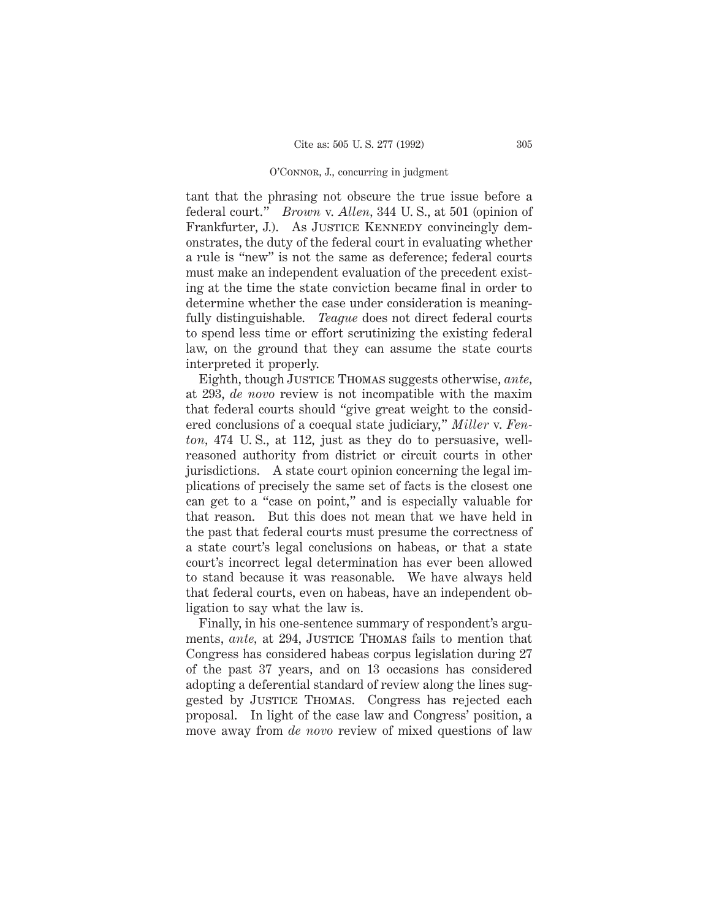tant that the phrasing not obscure the true issue before a federal court." *Brown* v. *Allen*, 344 U. S., at 501 (opinion of Frankfurter, J.). As Justice Kennedy convincingly demonstrates, the duty of the federal court in evaluating whether a rule is "new" is not the same as deference; federal courts must make an independent evaluation of the precedent existing at the time the state conviction became final in order to determine whether the case under consideration is meaningfully distinguishable. *Teague* does not direct federal courts to spend less time or effort scrutinizing the existing federal law, on the ground that they can assume the state courts interpreted it properly.

Eighth, though Justice Thomas suggests otherwise, *ante*, at 293, *de novo* review is not incompatible with the maxim that federal courts should "give great weight to the considered conclusions of a coequal state judiciary," *Miller* v. *Fenton*, 474 U. S., at 112, just as they do to persuasive, well-reasoned authority from district or circuit courts in other jurisdictions. A state court opinion concerning the legal implications of precisely the same set of facts is the closest one can get to a "case on point," and is especially valuable for that reason. But this does not mean that we have held in the past that federal courts must presume the correctness of a state court's legal conclusions on habeas, or that a state court's incorrect legal determination has ever been allowed to stand because it was reasonable. We have always held that federal courts, even on habeas, have an independent obligation to say what the law is.

Finally, in his one-sentence summary of respondent's arguments, *ante*, at 294, Justice Thomas fails to mention that Congress has considered habeas corpus legislation during 27 of the past 37 years, and on 13 occasions has considered adopting a deferential standard of review along the lines suggested by Justice Thomas. Congress has rejected each proposal. In light of the case law and Congress' position, a move away from *de novo* review of mixed questions of law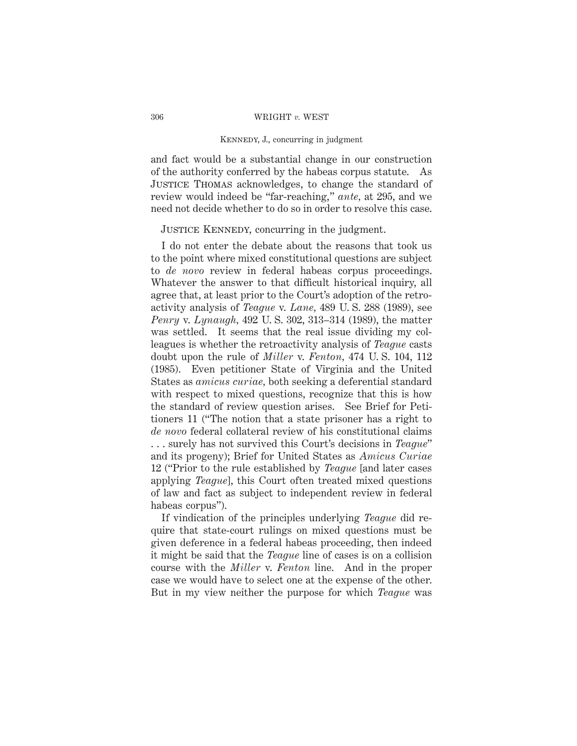and fact would be a substantial change in our construction of the authority conferred by the habeas corpus statute. As Justice Thomas acknowledges, to change the standard of review would indeed be "far-reaching," *ante*, at 295, and we need not decide whether to do so in order to resolve this case.

Justice Kennedy, concurring in the judgment.

I do not enter the debate about the reasons that took us to the point where mixed constitutional questions are subject to *de novo* review in federal habeas corpus proceedings. Whatever the answer to that difficult historical inquiry, all agree that, at least prior to the Court's adoption of the retroactivity analysis of *Teague* v. *Lane*, 489 U. S. 288 (1989), see *Penry* v. *Lynaugh*, 492 U. S. 302, 313–314 (1989), the matter was settled. It seems that the real issue dividing my colleagues is whether the retroactivity analysis of *Teague* casts doubt upon the rule of *Miller* v. *Fenton*, 474 U. S. 104, 112 (1985). Even petitioner State of Virginia and the United States as *amicus curiae*, both seeking a deferential standard with respect to mixed questions, recognize that this is how the standard of review question arises. See Brief for Petitioners 11 ("The notion that a state prisoner has a right to *de novo* federal collateral review of his constitutional claims . . . surely has not survived this Court's decisions in *Teague*" and its progeny); Brief for United States as *Amicus Curiae* 12 ("Prior to the rule established by *Teague* [and later cases applying *Teague*], this Court often treated mixed questions of law and fact as subject to independent review in federal habeas corpus").

If vindication of the principles underlying *Teague* did require that state-court rulings on mixed questions must be given deference in a federal habeas proceeding, then indeed it might be said that the *Teague* line of cases is on a collision course with the *Miller* v. *Fenton* line. And in the proper case we would have to select one at the expense of the other. But in my view neither the purpose for which *Teague* was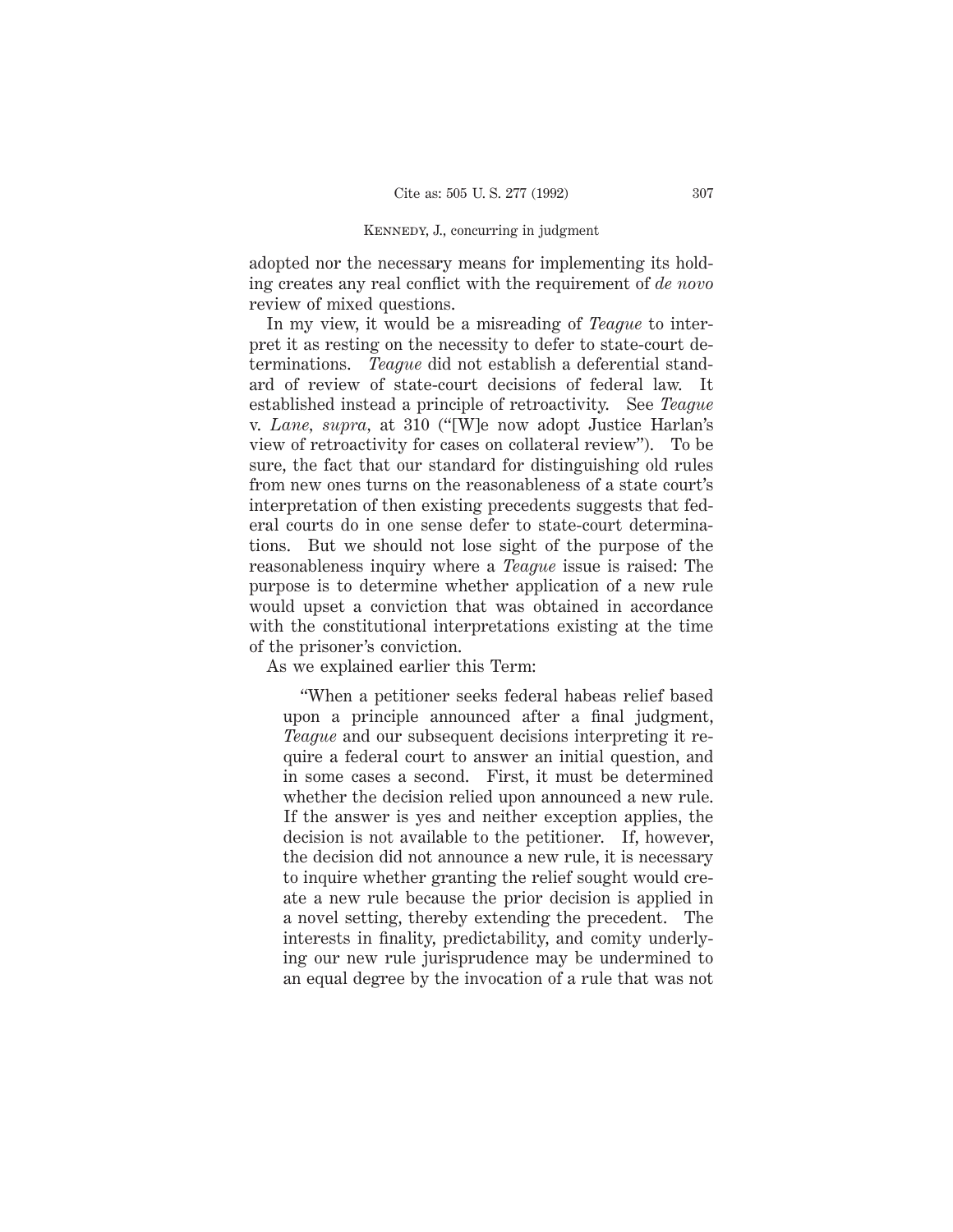adopted nor the necessary means for implementing its holding creates any real conflict with the requirement of *de novo* review of mixed questions.

In my view, it would be a misreading of *Teague* to interpret it as resting on the necessity to defer to state-court determinations. *Teague* did not establish a deferential standard of review of state-court decisions of federal law. It established instead a principle of retroactivity. See *Teague* v. *Lane, supra,* at 310 ("[W]e now adopt Justice Harlan's view of retroactivity for cases on collateral review"). To be sure, the fact that our standard for distinguishing old rules from new ones turns on the reasonableness of a state court's interpretation of then existing precedents suggests that federal courts do in one sense defer to state-court determinations. But we should not lose sight of the purpose of the reasonableness inquiry where a *Teague* issue is raised: The purpose is to determine whether application of a new rule would upset a conviction that was obtained in accordance with the constitutional interpretations existing at the time of the prisoner's conviction.

As we explained earlier this Term:

> "When a petitioner seeks federal habeas relief based upon a principle announced after a final judgment, *Teague* and our subsequent decisions interpreting it require a federal court to answer an initial question, and in some cases a second. First, it must be determined whether the decision relied upon announced a new rule. If the answer is yes and neither exception applies, the decision is not available to the petitioner. If, however, the decision did not announce a new rule, it is necessary to inquire whether granting the relief sought would create a new rule because the prior decision is applied in a novel setting, thereby extending the precedent. The interests in finality, predictability, and comity underlying our new rule jurisprudence may be undermined to an equal degree by the invocation of a rule that was not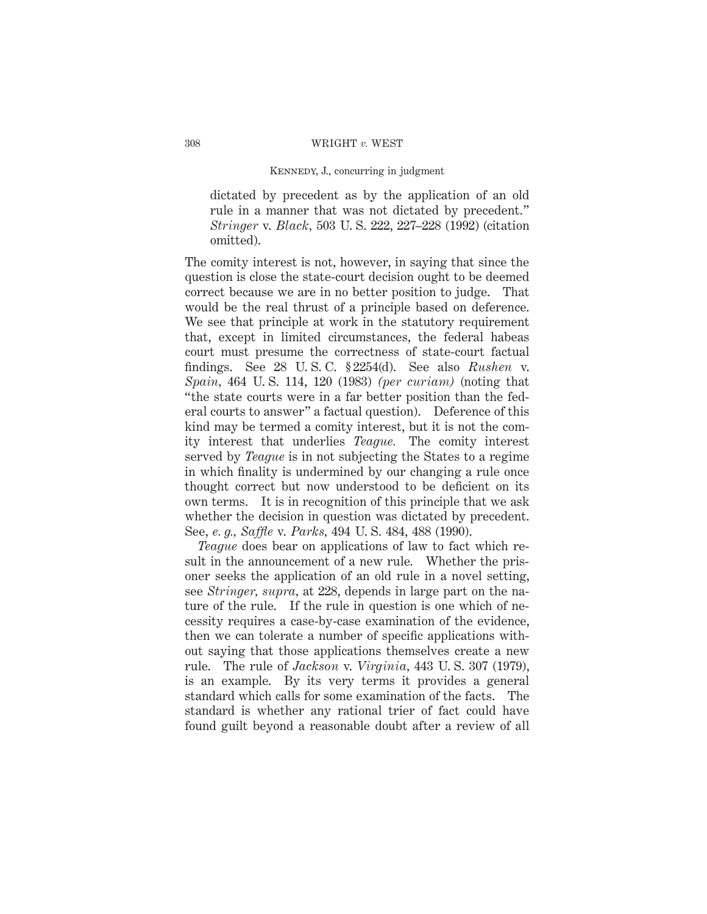dictated by precedent as by the application of an old rule in a manner that was not dictated by precedent." *Stringer* v. *Black*, 503 U. S. 222, 227–228 (1992) (citation omitted).

The comity interest is not, however, in saying that since the question is close the state-court decision ought to be deemed correct because we are in no better position to judge. That would be the real thrust of a principle based on deference. We see that principle at work in the statutory requirement that, except in limited circumstances, the federal habeas court must presume the correctness of state-court factual findings. See 28 U. S. C. § 2254(d). See also *Rushen* v. *Spain*, 464 U. S. 114, 120 (1983) *(per curiam)* (noting that "the state courts were in a far better position than the federal courts to answer" a factual question). Deference of this kind may be termed a comity interest, but it is not the comity interest that underlies *Teague.* The comity interest served by *Teague* is in not subjecting the States to a regime in which finality is undermined by our changing a rule once thought correct but now understood to be deficient on its own terms. It is in recognition of this principle that we ask whether the decision in question was dictated by precedent. See, *e. g., Saffle* v. *Parks*, 494 U. S. 484, 488 (1990).

*Teague* does bear on applications of law to fact which result in the announcement of a new rule. Whether the prisoner seeks the application of an old rule in a novel setting, see *Stringer, supra,* at 228, depends in large part on the nature of the rule. If the rule in question is one which of necessity requires a case-by-case examination of the evidence, then we can tolerate a number of specific applications without saying that those applications themselves create a new rule. The rule of *Jackson* v. *Virginia*, 443 U. S. 307 (1979), is an example. By its very terms it provides a general standard which calls for some examination of the facts. The standard is whether any rational trier of fact could have found guilt beyond a reasonable doubt after a review of all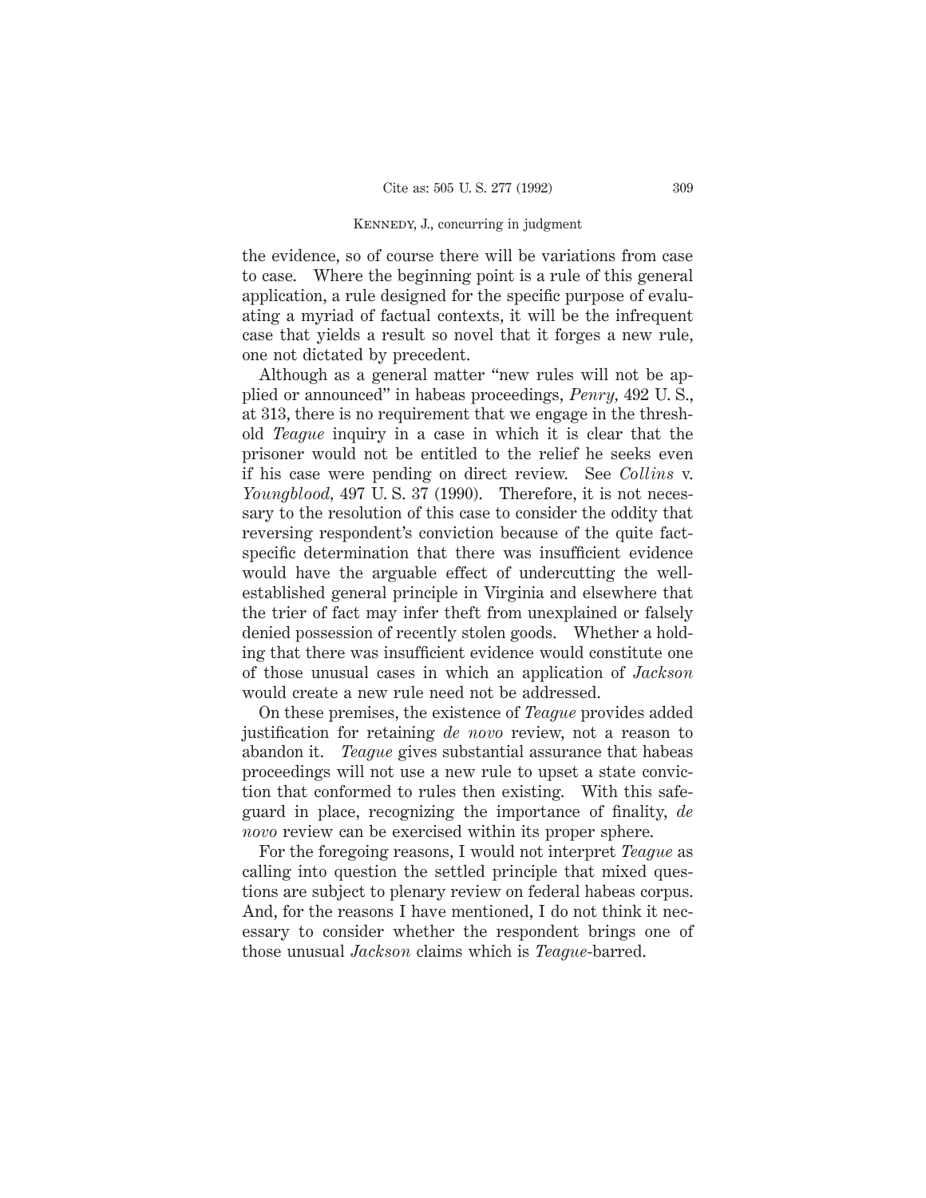the evidence, so of course there will be variations from case to case. Where the beginning point is a rule of this general application, a rule designed for the specific purpose of evaluating a myriad of factual contexts, it will be the infrequent case that yields a result so novel that it forges a new rule, one not dictated by precedent.

Although as a general matter "new rules will not be applied or announced" in habeas proceedings, *Penry*, 492 U. S., at 313, there is no requirement that we engage in the threshold *Teague* inquiry in a case in which it is clear that the prisoner would not be entitled to the relief he seeks even if his case were pending on direct review. See *Collins* v. *Youngblood*, 497 U. S. 37 (1990). Therefore, it is not necessary to the resolution of this case to consider the oddity that reversing respondent's conviction because of the quite fact-specific determination that there was insufficient evidence would have the arguable effect of undercutting the well-established general principle in Virginia and elsewhere that the trier of fact may infer theft from unexplained or falsely denied possession of recently stolen goods. Whether a holding that there was insufficient evidence would constitute one of those unusual cases in which an application of *Jackson* would create a new rule need not be addressed.

On these premises, the existence of *Teague* provides added justification for retaining *de novo* review, not a reason to abandon it. *Teague* gives substantial assurance that habeas proceedings will not use a new rule to upset a state conviction that conformed to rules then existing. With this safeguard in place, recognizing the importance of finality, *de novo* review can be exercised within its proper sphere.

For the foregoing reasons, I would not interpret *Teague* as calling into question the settled principle that mixed questions are subject to plenary review on federal habeas corpus. And, for the reasons I have mentioned, I do not think it necessary to consider whether the respondent brings one of those unusual *Jackson* claims which is *Teague*-barred.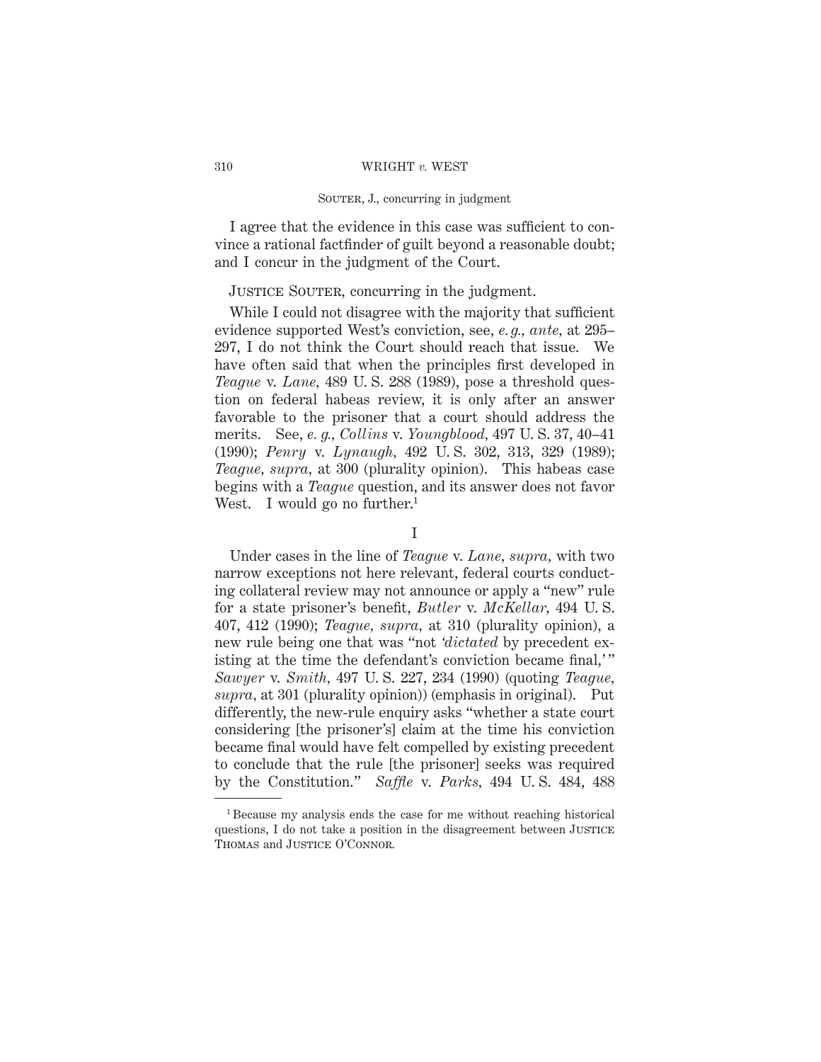I agree that the evidence in this case was sufficient to convince a rational factfinder of guilt beyond a reasonable doubt; and I concur in the judgment of the Court.

JUSTICE SOUTER, concurring in the judgment.

While I could not disagree with the majority that sufficient evidence supported West's conviction, see, *e. g., ante,* at 295–297, I do not think the Court should reach that issue. We have often said that when the principles first developed in *Teague* v. *Lane,* 489 U. S. 288 (1989), pose a threshold question on federal habeas review, it is only after an answer favorable to the prisoner that a court should address the merits. See, *e. g., Collins* v. *Youngblood,* 497 U. S. 37, 40–41 (1990); *Penry* v. *Lynaugh,* 492 U. S. 302, 313, 329 (1989); *Teague, supra,* at 300 (plurality opinion). This habeas case begins with a *Teague* question, and its answer does not favor West. I would go no further.[1]

I

Under cases in the line of *Teague* v. *Lane, supra,* with two narrow exceptions not here relevant, federal courts conducting collateral review may not announce or apply a "new" rule for a state prisoner's benefit, *Butler* v. *McKellar,* 494 U. S. 407, 412 (1990); *Teague, supra,* at 310 (plurality opinion), a new rule being one that was "not '*dictated* by precedent existing at the time the defendant's conviction became final,'" *Sawyer* v. *Smith,* 497 U. S. 227, 234 (1990) (quoting *Teague, supra,* at 301 (plurality opinion)) (emphasis in original). Put differently, the new-rule enquiry asks "whether a state court considering [the prisoner's] claim at the time his conviction became final would have felt compelled by existing precedent to conclude that the rule [the prisoner] seeks was required by the Constitution." *Saffle* v. *Parks,* 494 U. S. 484, 488

---

[1] Because my analysis ends the case for me without reaching historical questions, I do not take a position in the disagreement between JUSTICE THOMAS and JUSTICE O'CONNOR.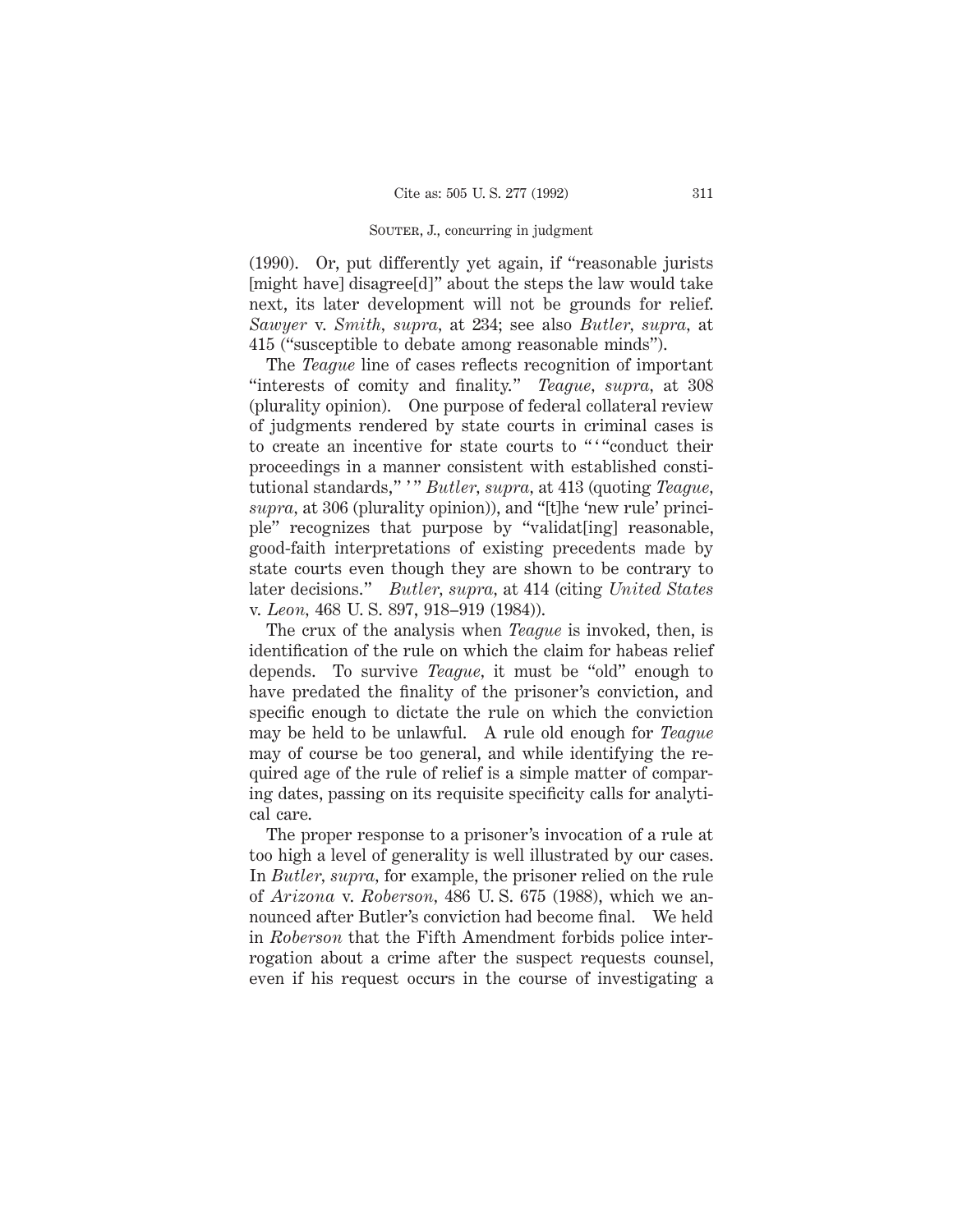(1990). Or, put differently yet again, if "reasonable jurists [might have] disagree[d]" about the steps the law would take next, its later development will not be grounds for relief. *Sawyer* v. *Smith*, *supra*, at 234; see also *Butler*, *supra*, at 415 ("susceptible to debate among reasonable minds").

The *Teague* line of cases reflects recognition of important "interests of comity and finality." *Teague*, *supra*, at 308 (plurality opinion). One purpose of federal collateral review of judgments rendered by state courts in criminal cases is to create an incentive for state courts to "'"conduct their proceedings in a manner consistent with established constitutional standards,"'" *Butler*, *supra*, at 413 (quoting *Teague*, *supra*, at 306 (plurality opinion)), and "[t]he 'new rule' principle" recognizes that purpose by "validat[ing] reasonable, good-faith interpretations of existing precedents made by state courts even though they are shown to be contrary to later decisions." *Butler*, *supra*, at 414 (citing *United States* v. *Leon*, 468 U. S. 897, 918–919 (1984)).

The crux of the analysis when *Teague* is invoked, then, is identification of the rule on which the claim for habeas relief depends. To survive *Teague*, it must be "old" enough to have predated the finality of the prisoner's conviction, and specific enough to dictate the rule on which the conviction may be held to be unlawful. A rule old enough for *Teague* may of course be too general, and while identifying the required age of the rule of relief is a simple matter of comparing dates, passing on its requisite specificity calls for analytical care.

The proper response to a prisoner's invocation of a rule at too high a level of generality is well illustrated by our cases. In *Butler*, *supra*, for example, the prisoner relied on the rule of *Arizona* v. *Roberson*, 486 U. S. 675 (1988), which we announced after Butler's conviction had become final. We held in *Roberson* that the Fifth Amendment forbids police interrogation about a crime after the suspect requests counsel, even if his request occurs in the course of investigating a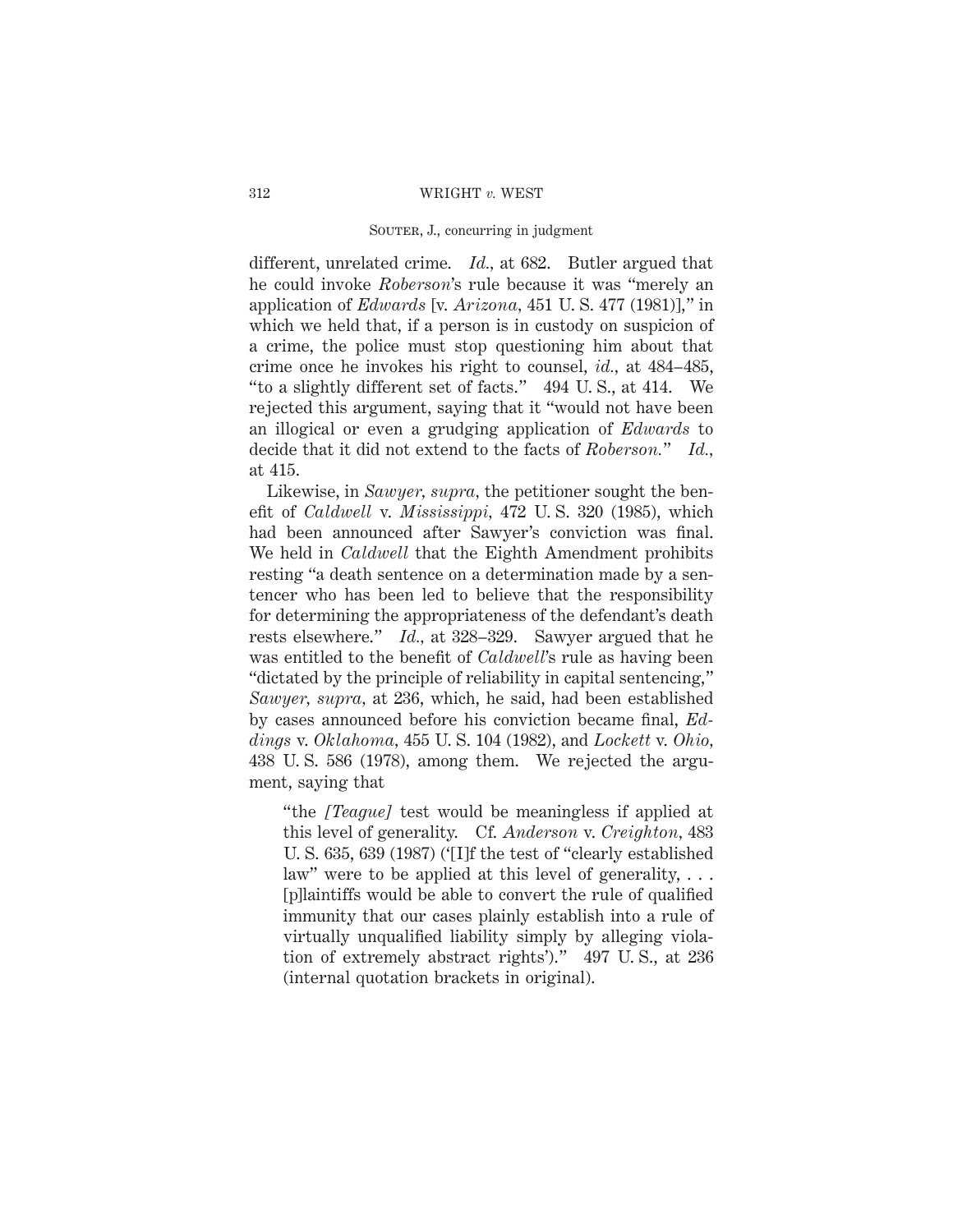different, unrelated crime. *Id.*, at 682. Butler argued that he could invoke *Roberson*'s rule because it was "merely an application of *Edwards* [v. *Arizona*, 451 U. S. 477 (1981)]," in which we held that, if a person is in custody on suspicion of a crime, the police must stop questioning him about that crime once he invokes his right to counsel, *id.*, at 484–485, "to a slightly different set of facts." 494 U. S., at 414. We rejected this argument, saying that it "would not have been an illogical or even a grudging application of *Edwards* to decide that it did not extend to the facts of *Roberson.*" *Id.*, at 415.

Likewise, in *Sawyer, supra*, the petitioner sought the benefit of *Caldwell* v. *Mississippi*, 472 U. S. 320 (1985), which had been announced after Sawyer's conviction was final. We held in *Caldwell* that the Eighth Amendment prohibits resting "a death sentence on a determination made by a sentencer who has been led to believe that the responsibility for determining the appropriateness of the defendant's death rests elsewhere." *Id.*, at 328–329. Sawyer argued that he was entitled to the benefit of *Caldwell*'s rule as having been "dictated by the principle of reliability in capital sentencing," *Sawyer, supra*, at 236, which, he said, had been established by cases announced before his conviction became final, *Eddings* v. *Oklahoma*, 455 U. S. 104 (1982), and *Lockett* v. *Ohio*, 438 U. S. 586 (1978), among them. We rejected the argument, saying that

> "the *[Teague]* test would be meaningless if applied at this level of generality. Cf. *Anderson* v. *Creighton*, 483 U. S. 635, 639 (1987) ('[I]f the test of "clearly established law" were to be applied at this level of generality, . . . [p]laintiffs would be able to convert the rule of qualified immunity that our cases plainly establish into a rule of virtually unqualified liability simply by alleging violation of extremely abstract rights')." 497 U. S., at 236 (internal quotation brackets in original).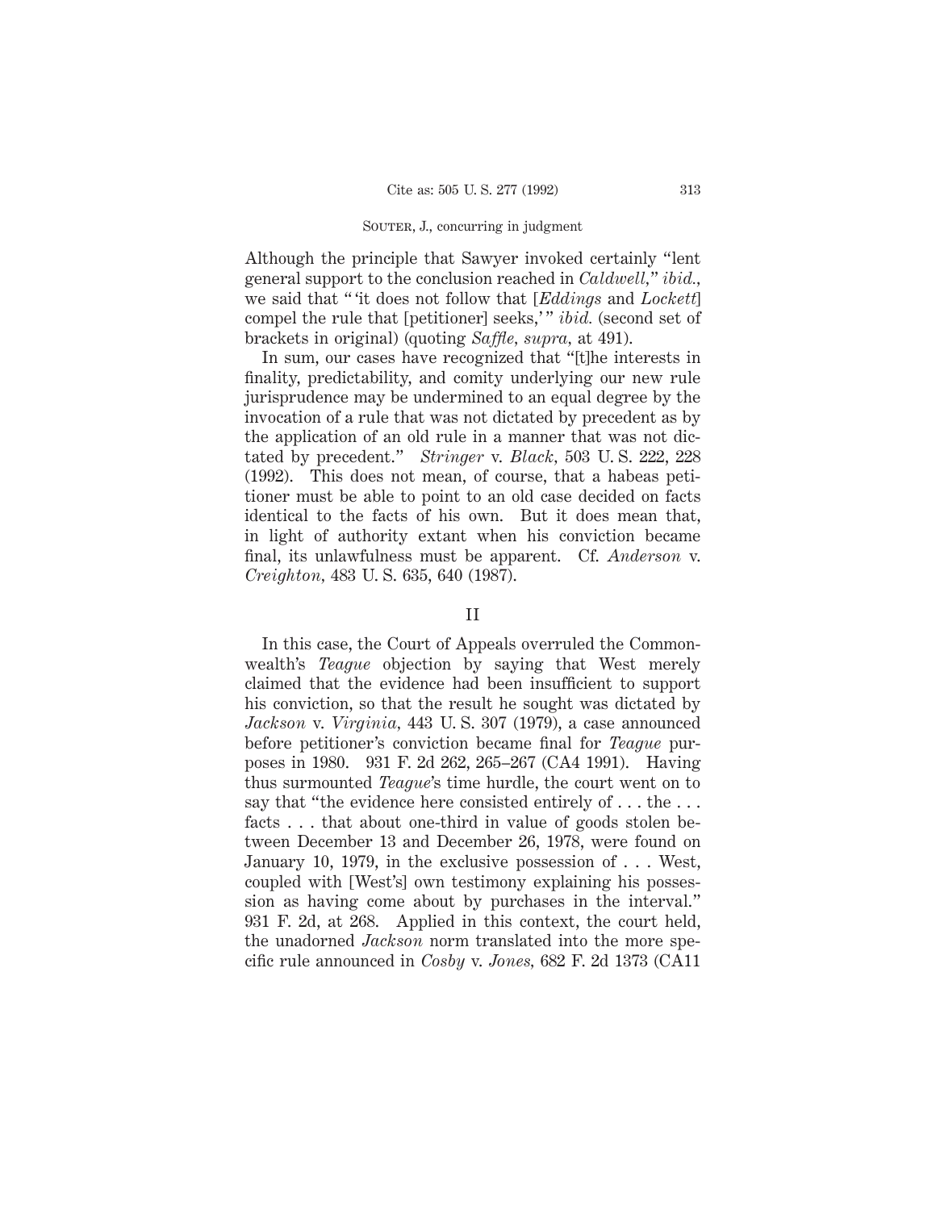Although the principle that Sawyer invoked certainly "lent general support to the conclusion reached in *Caldwell*," *ibid.*, we said that "'it does not follow that [*Eddings* and *Lockett*] compel the rule that [petitioner] seeks,'" *ibid.* (second set of brackets in original) (quoting *Saffle*, *supra*, at 491).

In sum, our cases have recognized that "[t]he interests in finality, predictability, and comity underlying our new rule jurisprudence may be undermined to an equal degree by the invocation of a rule that was not dictated by precedent as by the application of an old rule in a manner that was not dictated by precedent." *Stringer* v. *Black*, 503 U. S. 222, 228 (1992). This does not mean, of course, that a habeas petitioner must be able to point to an old case decided on facts identical to the facts of his own. But it does mean that, in light of authority extant when his conviction became final, its unlawfulness must be apparent. Cf. *Anderson* v. *Creighton*, 483 U. S. 635, 640 (1987).

## II

In this case, the Court of Appeals overruled the Commonwealth's *Teague* objection by saying that West merely claimed that the evidence had been insufficient to support his conviction, so that the result he sought was dictated by *Jackson* v. *Virginia*, 443 U. S. 307 (1979), a case announced before petitioner's conviction became final for *Teague* purposes in 1980. 931 F. 2d 262, 265–267 (CA4 1991). Having thus surmounted *Teague*'s time hurdle, the court went on to say that "the evidence here consisted entirely of . . . the . . . facts . . . that about one-third in value of goods stolen between December 13 and December 26, 1978, were found on January 10, 1979, in the exclusive possession of . . . West, coupled with [West's] own testimony explaining his possession as having come about by purchases in the interval." 931 F. 2d, at 268. Applied in this context, the court held, the unadorned *Jackson* norm translated into the more specific rule announced in *Cosby* v. *Jones*, 682 F. 2d 1373 (CA11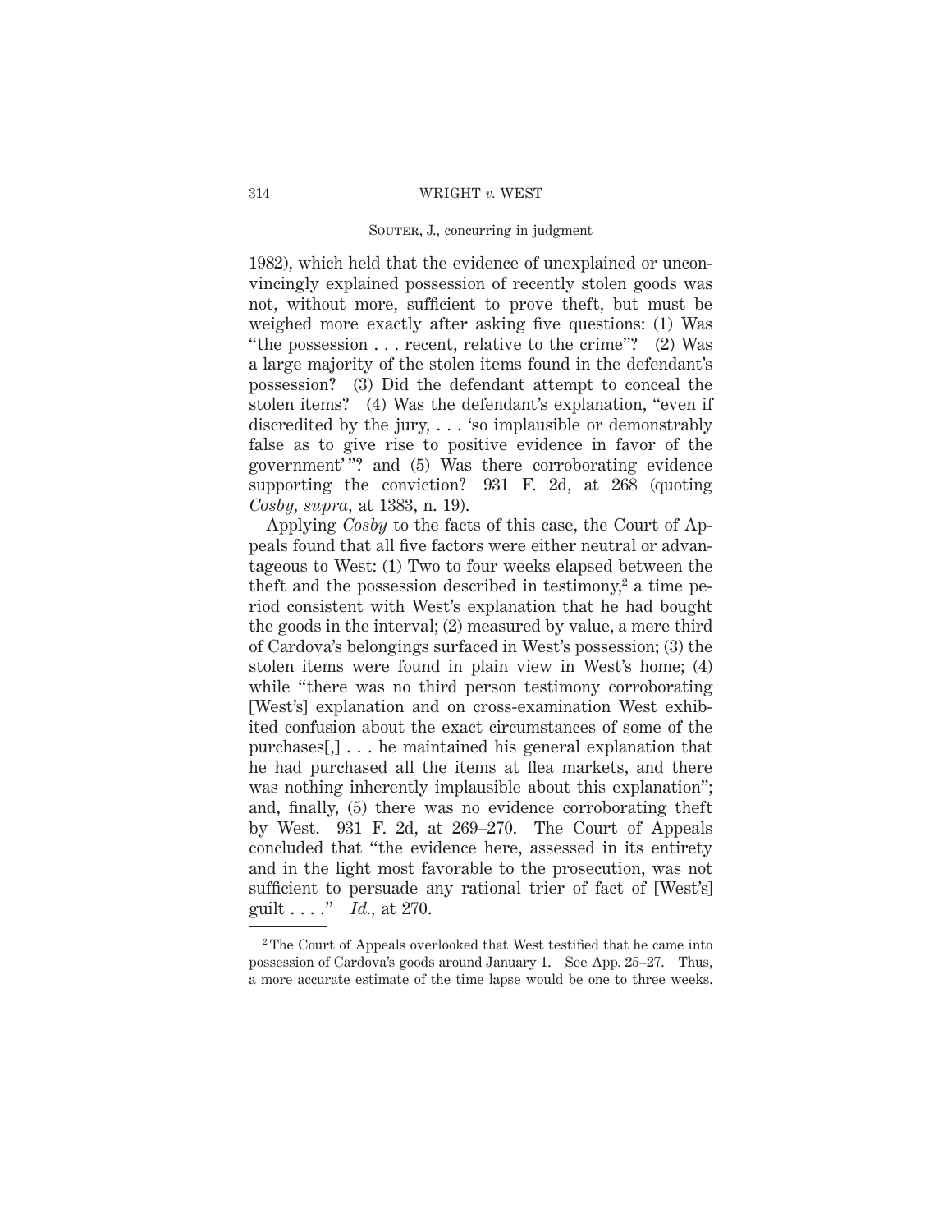1982), which held that the evidence of unexplained or unconvincingly explained possession of recently stolen goods was not, without more, sufficient to prove theft, but must be weighed more exactly after asking five questions: (1) Was "the possession . . . recent, relative to the crime"? (2) Was a large majority of the stolen items found in the defendant's possession? (3) Did the defendant attempt to conceal the stolen items? (4) Was the defendant's explanation, "even if discredited by the jury, . . . 'so implausible or demonstrably false as to give rise to positive evidence in favor of the government'"? and (5) Was there corroborating evidence supporting the conviction? 931 F. 2d, at 268 (quoting *Cosby, supra,* at 1383, n. 19).

Applying *Cosby* to the facts of this case, the Court of Appeals found that all five factors were either neutral or advantageous to West: (1) Two to four weeks elapsed between the theft and the possession described in testimony,[2] a time period consistent with West's explanation that he had bought the goods in the interval; (2) measured by value, a mere third of Cardova's belongings surfaced in West's possession; (3) the stolen items were found in plain view in West's home; (4) while "there was no third person testimony corroborating [West's] explanation and on cross-examination West exhibited confusion about the exact circumstances of some of the purchases[,] . . . he maintained his general explanation that he had purchased all the items at flea markets, and there was nothing inherently implausible about this explanation"; and, finally, (5) there was no evidence corroborating theft by West. 931 F. 2d, at 269–270. The Court of Appeals concluded that "the evidence here, assessed in its entirety and in the light most favorable to the prosecution, was not sufficient to persuade any rational trier of fact of [West's] guilt . . . ." *Id.,* at 270.

---

[2] The Court of Appeals overlooked that West testified that he came into possession of Cardova's goods around January 1. See App. 25–27. Thus, a more accurate estimate of the time lapse would be one to three weeks.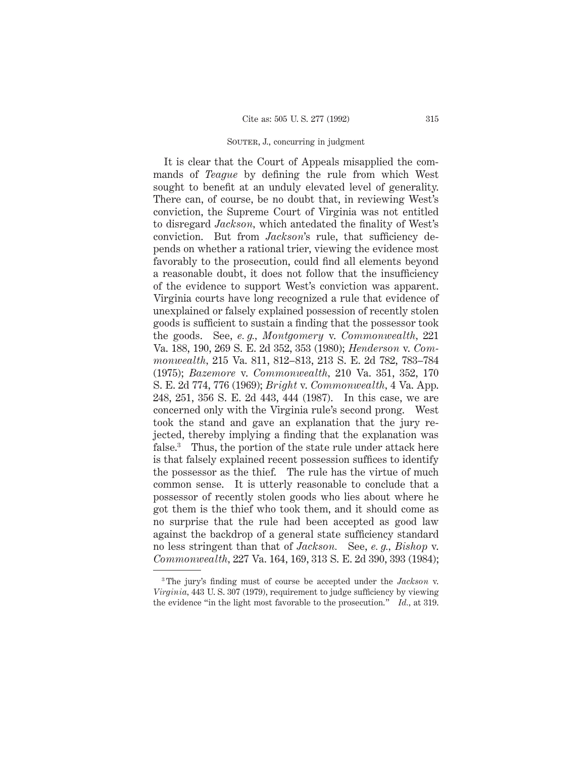It is clear that the Court of Appeals misapplied the commands of *Teague* by defining the rule from which West sought to benefit at an unduly elevated level of generality. There can, of course, be no doubt that, in reviewing West's conviction, the Supreme Court of Virginia was not entitled to disregard *Jackson*, which antedated the finality of West's conviction. But from *Jackson*'s rule, that sufficiency depends on whether a rational trier, viewing the evidence most favorably to the prosecution, could find all elements beyond a reasonable doubt, it does not follow that the insufficiency of the evidence to support West's conviction was apparent. Virginia courts have long recognized a rule that evidence of unexplained or falsely explained possession of recently stolen goods is sufficient to sustain a finding that the possessor took the goods. See, *e. g.*, *Montgomery* v. *Commonwealth*, 221 Va. 188, 190, 269 S. E. 2d 352, 353 (1980); *Henderson* v. *Commonwealth*, 215 Va. 811, 812–813, 213 S. E. 2d 782, 783–784 (1975); *Bazemore* v. *Commonwealth*, 210 Va. 351, 352, 170 S. E. 2d 774, 776 (1969); *Bright* v. *Commonwealth*, 4 Va. App. 248, 251, 356 S. E. 2d 443, 444 (1987). In this case, we are concerned only with the Virginia rule's second prong. West took the stand and gave an explanation that the jury rejected, thereby implying a finding that the explanation was false.[3] Thus, the portion of the state rule under attack here is that falsely explained recent possession suffices to identify the possessor as the thief. The rule has the virtue of much common sense. It is utterly reasonable to conclude that a possessor of recently stolen goods who lies about where he got them is the thief who took them, and it should come as no surprise that the rule had been accepted as good law against the backdrop of a general state sufficiency standard no less stringent than that of *Jackson.* See, *e. g.*, *Bishop* v. *Commonwealth*, 227 Va. 164, 169, 313 S. E. 2d 390, 393 (1984);

---

[3] The jury's finding must of course be accepted under the *Jackson* v. *Virginia*, 443 U. S. 307 (1979), requirement to judge sufficiency by viewing the evidence "in the light most favorable to the prosecution." *Id.*, at 319.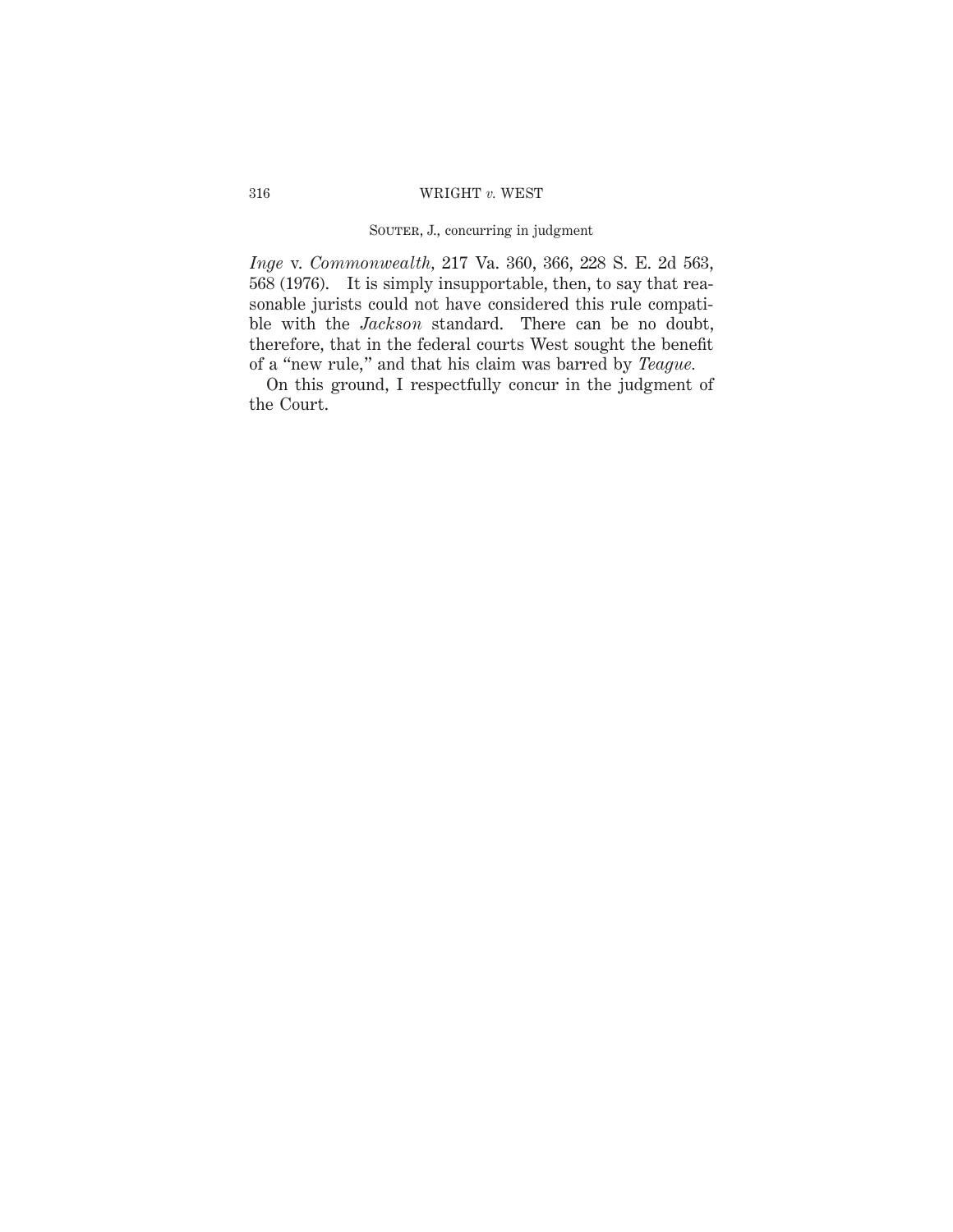*Inge* v. *Commonwealth*, 217 Va. 360, 366, 228 S. E. 2d 563, 568 (1976). It is simply insupportable, then, to say that reasonable jurists could not have considered this rule compatible with the *Jackson* standard. There can be no doubt, therefore, that in the federal courts West sought the benefit of a "new rule," and that his claim was barred by *Teague*.

On this ground, I respectfully concur in the judgment of the Court.